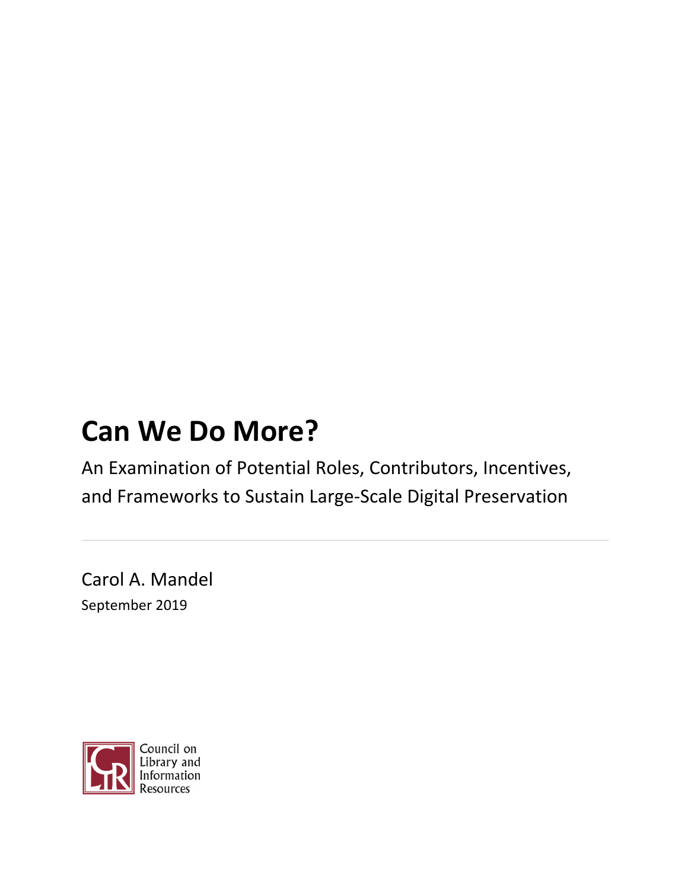# Can We Do More?

An Examination of Potential Roles, Contributors, Incentives, and Frameworks to Sustain Large-Scale Digital Preservation

Carol A. Mandel

September 2019

Council on Library and Information Resources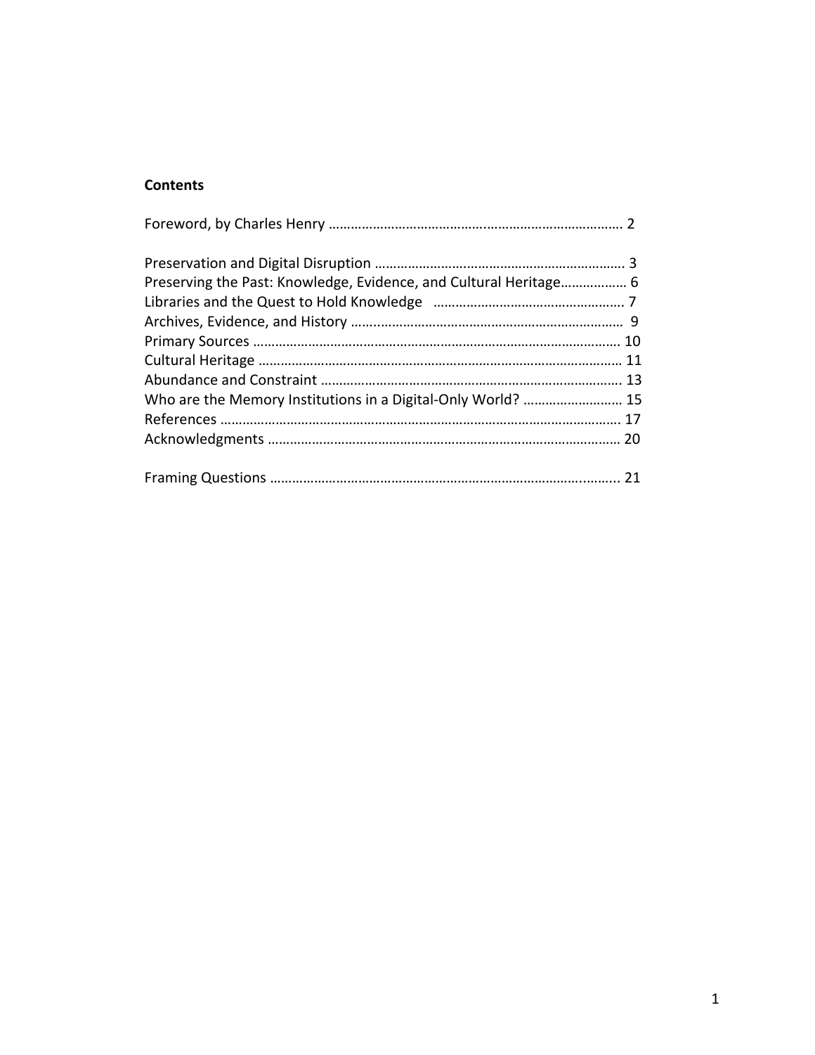**Contents**

Foreword, by Charles Henry …………………………………………………………………… 2

Preservation and Digital Disruption ………………………………………………………… 3
Preserving the Past: Knowledge, Evidence, and Cultural Heritage……………… 6
Libraries and the Quest to Hold Knowledge ……………………………………………… 7
Archives, Evidence, and History ……………………………………………………………… 9
Primary Sources ………………………………………………………………………………… 10
Cultural Heritage ……………………………………………………………………………… 11
Abundance and Constraint …………………………………………………………………… 13
Who are the Memory Institutions in a Digital-Only World? ……………………… 15
References ……………………………………………………………………………………… 17
Acknowledgments ……………………………………………………………………………… 20

Framing Questions ……………………………………………………………………………... 21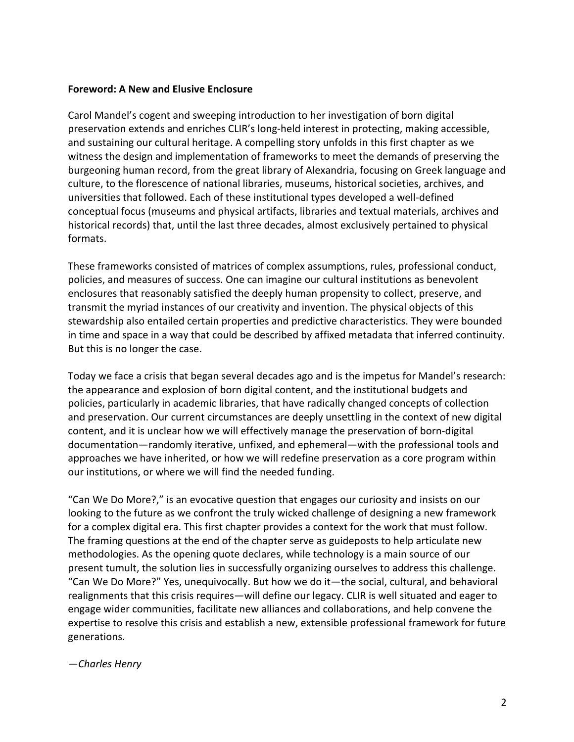**Foreword: A New and Elusive Enclosure**

Carol Mandel's cogent and sweeping introduction to her investigation of born digital preservation extends and enriches CLIR's long-held interest in protecting, making accessible, and sustaining our cultural heritage. A compelling story unfolds in this first chapter as we witness the design and implementation of frameworks to meet the demands of preserving the burgeoning human record, from the great library of Alexandria, focusing on Greek language and culture, to the florescence of national libraries, museums, historical societies, archives, and universities that followed. Each of these institutional types developed a well-defined conceptual focus (museums and physical artifacts, libraries and textual materials, archives and historical records) that, until the last three decades, almost exclusively pertained to physical formats.

These frameworks consisted of matrices of complex assumptions, rules, professional conduct, policies, and measures of success. One can imagine our cultural institutions as benevolent enclosures that reasonably satisfied the deeply human propensity to collect, preserve, and transmit the myriad instances of our creativity and invention. The physical objects of this stewardship also entailed certain properties and predictive characteristics. They were bounded in time and space in a way that could be described by affixed metadata that inferred continuity. But this is no longer the case.

Today we face a crisis that began several decades ago and is the impetus for Mandel's research: the appearance and explosion of born digital content, and the institutional budgets and policies, particularly in academic libraries, that have radically changed concepts of collection and preservation. Our current circumstances are deeply unsettling in the context of new digital content, and it is unclear how we will effectively manage the preservation of born-digital documentation—randomly iterative, unfixed, and ephemeral—with the professional tools and approaches we have inherited, or how we will redefine preservation as a core program within our institutions, or where we will find the needed funding.

"Can We Do More?," is an evocative question that engages our curiosity and insists on our looking to the future as we confront the truly wicked challenge of designing a new framework for a complex digital era. This first chapter provides a context for the work that must follow. The framing questions at the end of the chapter serve as guideposts to help articulate new methodologies. As the opening quote declares, while technology is a main source of our present tumult, the solution lies in successfully organizing ourselves to address this challenge. "Can We Do More?" Yes, unequivocally. But how we do it—the social, cultural, and behavioral realignments that this crisis requires—will define our legacy. CLIR is well situated and eager to engage wider communities, facilitate new alliances and collaborations, and help convene the expertise to resolve this crisis and establish a new, extensible professional framework for future generations.

*—Charles Henry*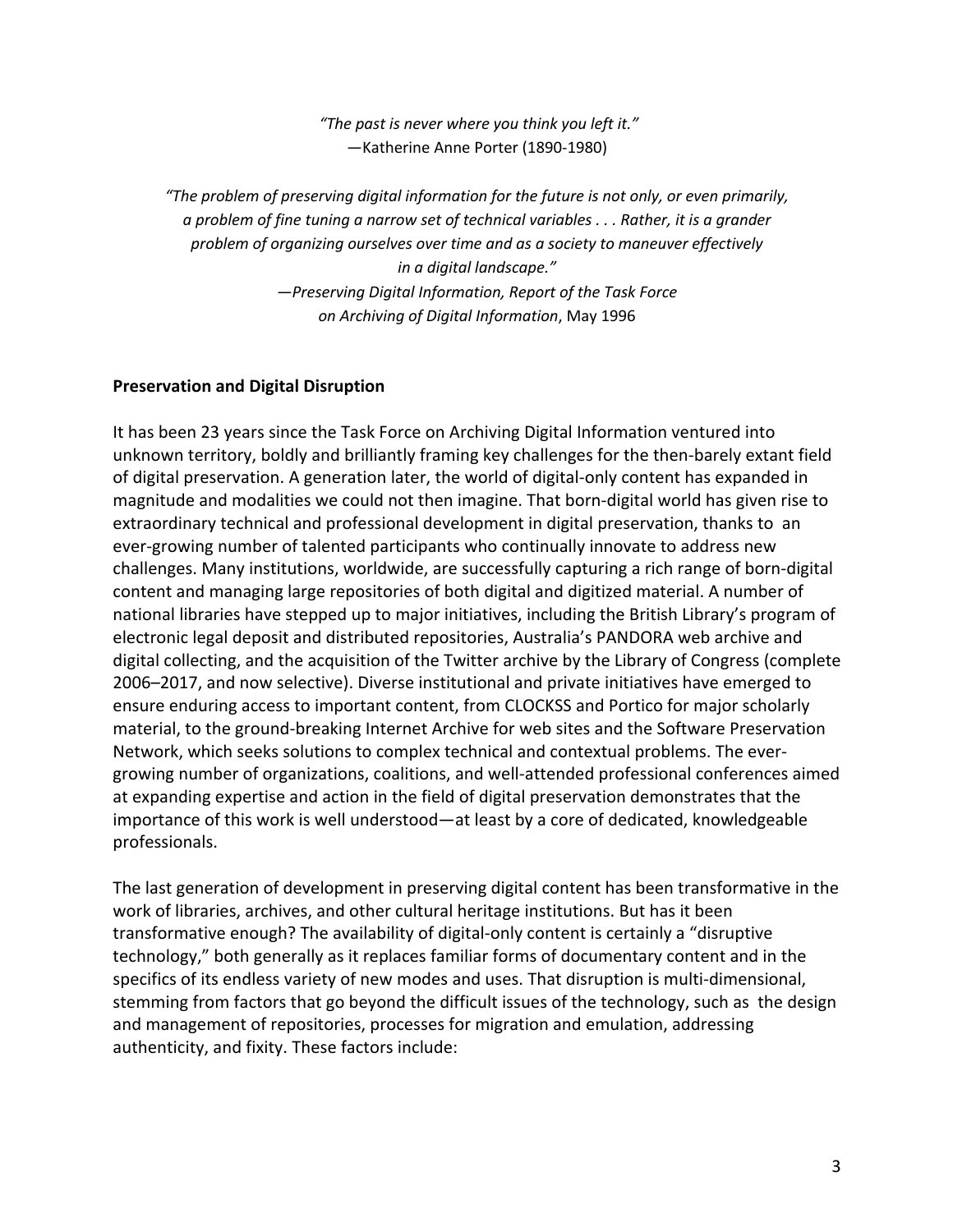*"The past is never where you think you left it."*
—Katherine Anne Porter (1890-1980)

*"The problem of preserving digital information for the future is not only, or even primarily, a problem of fine tuning a narrow set of technical variables . . . Rather, it is a grander problem of organizing ourselves over time and as a society to maneuver effectively in a digital landscape."*
—*Preserving Digital Information, Report of the Task Force on Archiving of Digital Information*, May 1996

**Preservation and Digital Disruption**

It has been 23 years since the Task Force on Archiving Digital Information ventured into unknown territory, boldly and brilliantly framing key challenges for the then-barely extant field of digital preservation. A generation later, the world of digital-only content has expanded in magnitude and modalities we could not then imagine. That born-digital world has given rise to extraordinary technical and professional development in digital preservation, thanks to an ever-growing number of talented participants who continually innovate to address new challenges. Many institutions, worldwide, are successfully capturing a rich range of born-digital content and managing large repositories of both digital and digitized material. A number of national libraries have stepped up to major initiatives, including the British Library's program of electronic legal deposit and distributed repositories, Australia's PANDORA web archive and digital collecting, and the acquisition of the Twitter archive by the Library of Congress (complete 2006–2017, and now selective). Diverse institutional and private initiatives have emerged to ensure enduring access to important content, from CLOCKSS and Portico for major scholarly material, to the ground-breaking Internet Archive for web sites and the Software Preservation Network, which seeks solutions to complex technical and contextual problems. The ever-growing number of organizations, coalitions, and well-attended professional conferences aimed at expanding expertise and action in the field of digital preservation demonstrates that the importance of this work is well understood—at least by a core of dedicated, knowledgeable professionals.

The last generation of development in preserving digital content has been transformative in the work of libraries, archives, and other cultural heritage institutions. But has it been transformative enough? The availability of digital-only content is certainly a "disruptive technology," both generally as it replaces familiar forms of documentary content and in the specifics of its endless variety of new modes and uses. That disruption is multi-dimensional, stemming from factors that go beyond the difficult issues of the technology, such as the design and management of repositories, processes for migration and emulation, addressing authenticity, and fixity. These factors include: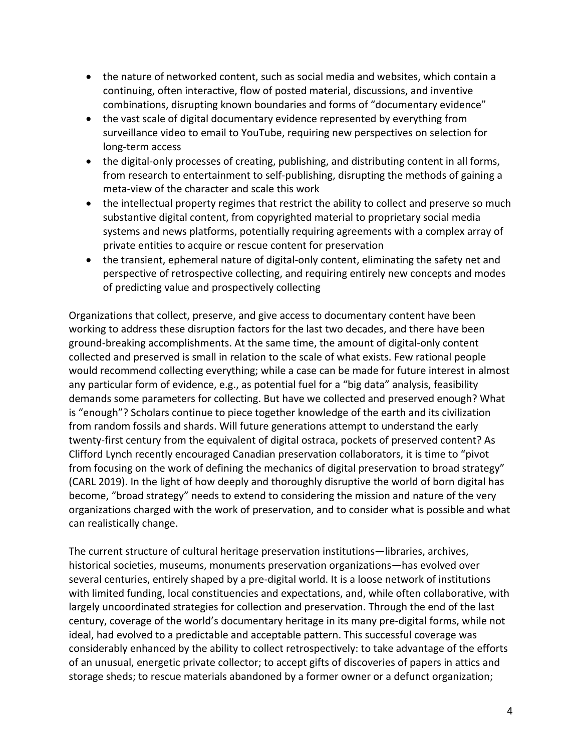- the nature of networked content, such as social media and websites, which contain a continuing, often interactive, flow of posted material, discussions, and inventive combinations, disrupting known boundaries and forms of "documentary evidence"
- the vast scale of digital documentary evidence represented by everything from surveillance video to email to YouTube, requiring new perspectives on selection for long-term access
- the digital-only processes of creating, publishing, and distributing content in all forms, from research to entertainment to self-publishing, disrupting the methods of gaining a meta-view of the character and scale this work
- the intellectual property regimes that restrict the ability to collect and preserve so much substantive digital content, from copyrighted material to proprietary social media systems and news platforms, potentially requiring agreements with a complex array of private entities to acquire or rescue content for preservation
- the transient, ephemeral nature of digital-only content, eliminating the safety net and perspective of retrospective collecting, and requiring entirely new concepts and modes of predicting value and prospectively collecting

Organizations that collect, preserve, and give access to documentary content have been working to address these disruption factors for the last two decades, and there have been ground-breaking accomplishments. At the same time, the amount of digital-only content collected and preserved is small in relation to the scale of what exists. Few rational people would recommend collecting everything; while a case can be made for future interest in almost any particular form of evidence, e.g., as potential fuel for a "big data" analysis, feasibility demands some parameters for collecting. But have we collected and preserved enough? What is "enough"? Scholars continue to piece together knowledge of the earth and its civilization from random fossils and shards. Will future generations attempt to understand the early twenty-first century from the equivalent of digital ostraca, pockets of preserved content? As Clifford Lynch recently encouraged Canadian preservation collaborators, it is time to "pivot from focusing on the work of defining the mechanics of digital preservation to broad strategy" (CARL 2019). In the light of how deeply and thoroughly disruptive the world of born digital has become, "broad strategy" needs to extend to considering the mission and nature of the very organizations charged with the work of preservation, and to consider what is possible and what can realistically change.

The current structure of cultural heritage preservation institutions—libraries, archives, historical societies, museums, monuments preservation organizations—has evolved over several centuries, entirely shaped by a pre-digital world. It is a loose network of institutions with limited funding, local constituencies and expectations, and, while often collaborative, with largely uncoordinated strategies for collection and preservation. Through the end of the last century, coverage of the world's documentary heritage in its many pre-digital forms, while not ideal, had evolved to a predictable and acceptable pattern. This successful coverage was considerably enhanced by the ability to collect retrospectively: to take advantage of the efforts of an unusual, energetic private collector; to accept gifts of discoveries of papers in attics and storage sheds; to rescue materials abandoned by a former owner or a defunct organization;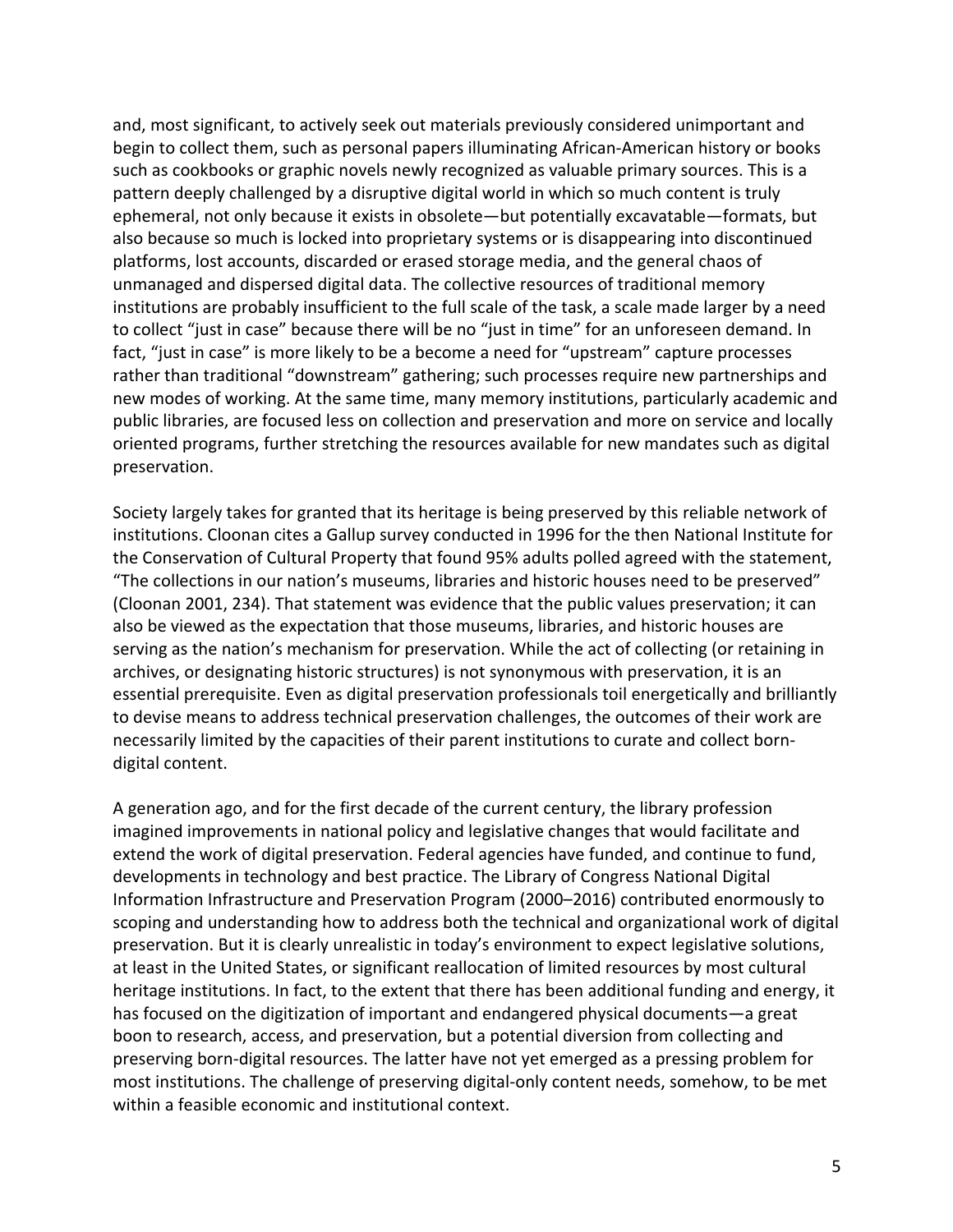and, most significant, to actively seek out materials previously considered unimportant and begin to collect them, such as personal papers illuminating African-American history or books such as cookbooks or graphic novels newly recognized as valuable primary sources. This is a pattern deeply challenged by a disruptive digital world in which so much content is truly ephemeral, not only because it exists in obsolete—but potentially excavatable—formats, but also because so much is locked into proprietary systems or is disappearing into discontinued platforms, lost accounts, discarded or erased storage media, and the general chaos of unmanaged and dispersed digital data. The collective resources of traditional memory institutions are probably insufficient to the full scale of the task, a scale made larger by a need to collect "just in case" because there will be no "just in time" for an unforeseen demand. In fact, "just in case" is more likely to be a become a need for "upstream" capture processes rather than traditional "downstream" gathering; such processes require new partnerships and new modes of working. At the same time, many memory institutions, particularly academic and public libraries, are focused less on collection and preservation and more on service and locally oriented programs, further stretching the resources available for new mandates such as digital preservation.

Society largely takes for granted that its heritage is being preserved by this reliable network of institutions. Cloonan cites a Gallup survey conducted in 1996 for the then National Institute for the Conservation of Cultural Property that found 95% adults polled agreed with the statement, "The collections in our nation's museums, libraries and historic houses need to be preserved" (Cloonan 2001, 234). That statement was evidence that the public values preservation; it can also be viewed as the expectation that those museums, libraries, and historic houses are serving as the nation's mechanism for preservation. While the act of collecting (or retaining in archives, or designating historic structures) is not synonymous with preservation, it is an essential prerequisite. Even as digital preservation professionals toil energetically and brilliantly to devise means to address technical preservation challenges, the outcomes of their work are necessarily limited by the capacities of their parent institutions to curate and collect born-digital content.

A generation ago, and for the first decade of the current century, the library profession imagined improvements in national policy and legislative changes that would facilitate and extend the work of digital preservation. Federal agencies have funded, and continue to fund, developments in technology and best practice. The Library of Congress National Digital Information Infrastructure and Preservation Program (2000–2016) contributed enormously to scoping and understanding how to address both the technical and organizational work of digital preservation. But it is clearly unrealistic in today's environment to expect legislative solutions, at least in the United States, or significant reallocation of limited resources by most cultural heritage institutions. In fact, to the extent that there has been additional funding and energy, it has focused on the digitization of important and endangered physical documents—a great boon to research, access, and preservation, but a potential diversion from collecting and preserving born-digital resources. The latter have not yet emerged as a pressing problem for most institutions. The challenge of preserving digital-only content needs, somehow, to be met within a feasible economic and institutional context.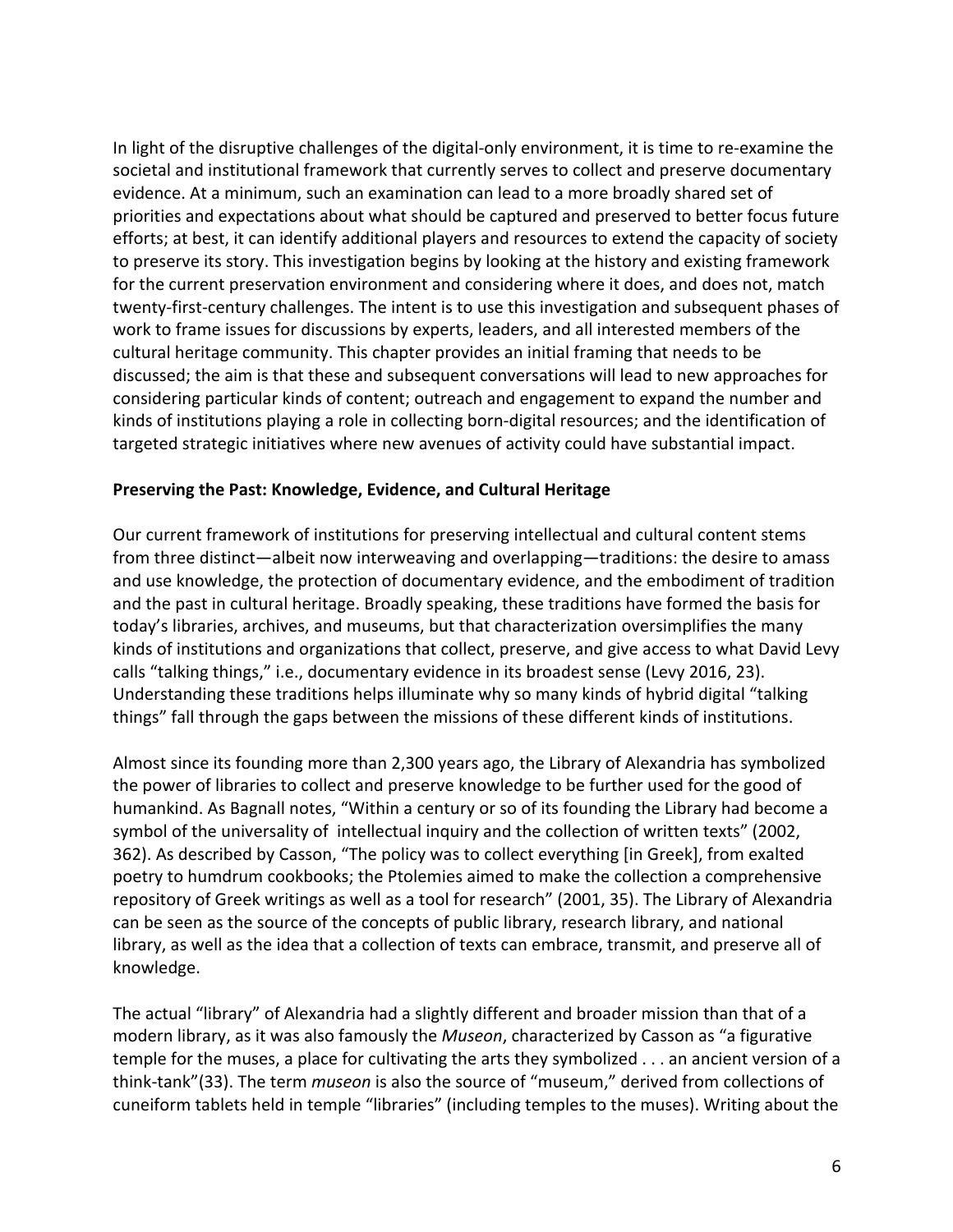In light of the disruptive challenges of the digital-only environment, it is time to re-examine the societal and institutional framework that currently serves to collect and preserve documentary evidence. At a minimum, such an examination can lead to a more broadly shared set of priorities and expectations about what should be captured and preserved to better focus future efforts; at best, it can identify additional players and resources to extend the capacity of society to preserve its story. This investigation begins by looking at the history and existing framework for the current preservation environment and considering where it does, and does not, match twenty-first-century challenges. The intent is to use this investigation and subsequent phases of work to frame issues for discussions by experts, leaders, and all interested members of the cultural heritage community. This chapter provides an initial framing that needs to be discussed; the aim is that these and subsequent conversations will lead to new approaches for considering particular kinds of content; outreach and engagement to expand the number and kinds of institutions playing a role in collecting born-digital resources; and the identification of targeted strategic initiatives where new avenues of activity could have substantial impact.

**Preserving the Past: Knowledge, Evidence, and Cultural Heritage**

Our current framework of institutions for preserving intellectual and cultural content stems from three distinct—albeit now interweaving and overlapping—traditions: the desire to amass and use knowledge, the protection of documentary evidence, and the embodiment of tradition and the past in cultural heritage. Broadly speaking, these traditions have formed the basis for today's libraries, archives, and museums, but that characterization oversimplifies the many kinds of institutions and organizations that collect, preserve, and give access to what David Levy calls "talking things," i.e., documentary evidence in its broadest sense (Levy 2016, 23). Understanding these traditions helps illuminate why so many kinds of hybrid digital "talking things" fall through the gaps between the missions of these different kinds of institutions.

Almost since its founding more than 2,300 years ago, the Library of Alexandria has symbolized the power of libraries to collect and preserve knowledge to be further used for the good of humankind. As Bagnall notes, "Within a century or so of its founding the Library had become a symbol of the universality of intellectual inquiry and the collection of written texts" (2002, 362). As described by Casson, "The policy was to collect everything [in Greek], from exalted poetry to humdrum cookbooks; the Ptolemies aimed to make the collection a comprehensive repository of Greek writings as well as a tool for research" (2001, 35). The Library of Alexandria can be seen as the source of the concepts of public library, research library, and national library, as well as the idea that a collection of texts can embrace, transmit, and preserve all of knowledge.

The actual "library" of Alexandria had a slightly different and broader mission than that of a modern library, as it was also famously the *Museon*, characterized by Casson as "a figurative temple for the muses, a place for cultivating the arts they symbolized . . . an ancient version of a think-tank"(33). The term *museon* is also the source of "museum," derived from collections of cuneiform tablets held in temple "libraries" (including temples to the muses). Writing about the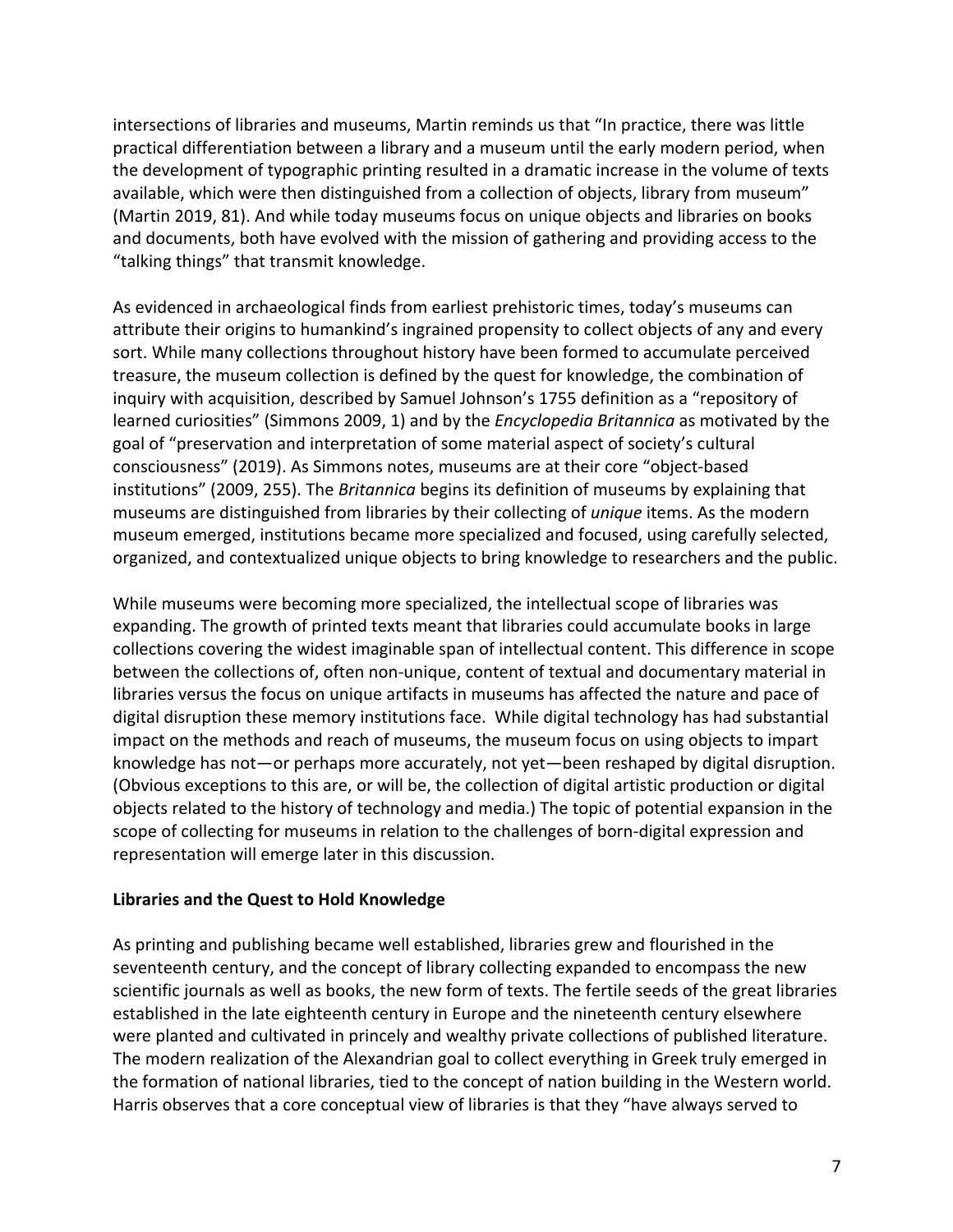intersections of libraries and museums, Martin reminds us that "In practice, there was little practical differentiation between a library and a museum until the early modern period, when the development of typographic printing resulted in a dramatic increase in the volume of texts available, which were then distinguished from a collection of objects, library from museum" (Martin 2019, 81). And while today museums focus on unique objects and libraries on books and documents, both have evolved with the mission of gathering and providing access to the "talking things" that transmit knowledge.

As evidenced in archaeological finds from earliest prehistoric times, today's museums can attribute their origins to humankind's ingrained propensity to collect objects of any and every sort. While many collections throughout history have been formed to accumulate perceived treasure, the museum collection is defined by the quest for knowledge, the combination of inquiry with acquisition, described by Samuel Johnson's 1755 definition as a "repository of learned curiosities" (Simmons 2009, 1) and by the *Encyclopedia Britannica* as motivated by the goal of "preservation and interpretation of some material aspect of society's cultural consciousness" (2019). As Simmons notes, museums are at their core "object-based institutions" (2009, 255). The *Britannica* begins its definition of museums by explaining that museums are distinguished from libraries by their collecting of *unique* items. As the modern museum emerged, institutions became more specialized and focused, using carefully selected, organized, and contextualized unique objects to bring knowledge to researchers and the public.

While museums were becoming more specialized, the intellectual scope of libraries was expanding. The growth of printed texts meant that libraries could accumulate books in large collections covering the widest imaginable span of intellectual content. This difference in scope between the collections of, often non-unique, content of textual and documentary material in libraries versus the focus on unique artifacts in museums has affected the nature and pace of digital disruption these memory institutions face. While digital technology has had substantial impact on the methods and reach of museums, the museum focus on using objects to impart knowledge has not—or perhaps more accurately, not yet—been reshaped by digital disruption. (Obvious exceptions to this are, or will be, the collection of digital artistic production or digital objects related to the history of technology and media.) The topic of potential expansion in the scope of collecting for museums in relation to the challenges of born-digital expression and representation will emerge later in this discussion.

**Libraries and the Quest to Hold Knowledge**

As printing and publishing became well established, libraries grew and flourished in the seventeenth century, and the concept of library collecting expanded to encompass the new scientific journals as well as books, the new form of texts. The fertile seeds of the great libraries established in the late eighteenth century in Europe and the nineteenth century elsewhere were planted and cultivated in princely and wealthy private collections of published literature. The modern realization of the Alexandrian goal to collect everything in Greek truly emerged in the formation of national libraries, tied to the concept of nation building in the Western world. Harris observes that a core conceptual view of libraries is that they "have always served to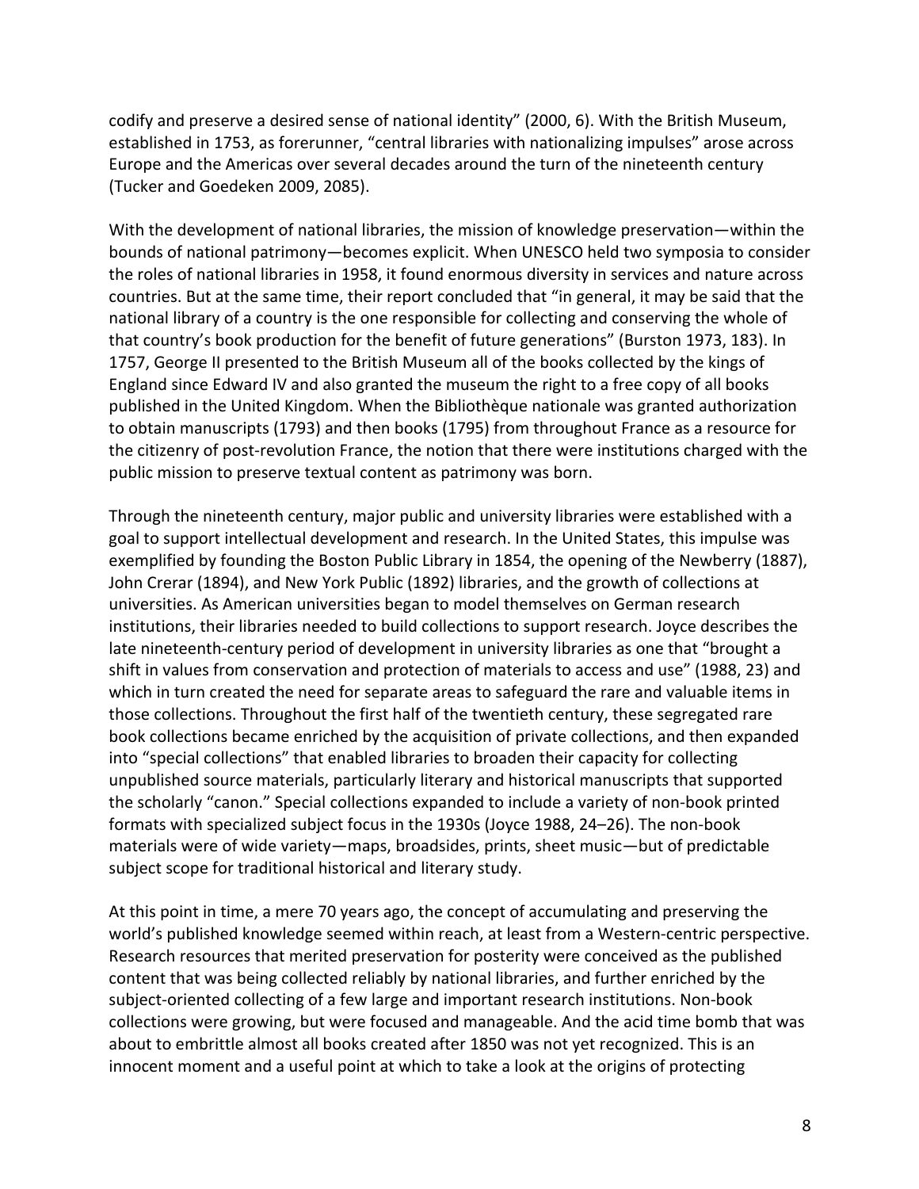codify and preserve a desired sense of national identity" (2000, 6). With the British Museum, established in 1753, as forerunner, "central libraries with nationalizing impulses" arose across Europe and the Americas over several decades around the turn of the nineteenth century (Tucker and Goedeken 2009, 2085).

With the development of national libraries, the mission of knowledge preservation—within the bounds of national patrimony—becomes explicit. When UNESCO held two symposia to consider the roles of national libraries in 1958, it found enormous diversity in services and nature across countries. But at the same time, their report concluded that "in general, it may be said that the national library of a country is the one responsible for collecting and conserving the whole of that country's book production for the benefit of future generations" (Burston 1973, 183). In 1757, George II presented to the British Museum all of the books collected by the kings of England since Edward IV and also granted the museum the right to a free copy of all books published in the United Kingdom. When the Bibliothèque nationale was granted authorization to obtain manuscripts (1793) and then books (1795) from throughout France as a resource for the citizenry of post-revolution France, the notion that there were institutions charged with the public mission to preserve textual content as patrimony was born.

Through the nineteenth century, major public and university libraries were established with a goal to support intellectual development and research. In the United States, this impulse was exemplified by founding the Boston Public Library in 1854, the opening of the Newberry (1887), John Crerar (1894), and New York Public (1892) libraries, and the growth of collections at universities. As American universities began to model themselves on German research institutions, their libraries needed to build collections to support research. Joyce describes the late nineteenth-century period of development in university libraries as one that "brought a shift in values from conservation and protection of materials to access and use" (1988, 23) and which in turn created the need for separate areas to safeguard the rare and valuable items in those collections. Throughout the first half of the twentieth century, these segregated rare book collections became enriched by the acquisition of private collections, and then expanded into "special collections" that enabled libraries to broaden their capacity for collecting unpublished source materials, particularly literary and historical manuscripts that supported the scholarly "canon." Special collections expanded to include a variety of non-book printed formats with specialized subject focus in the 1930s (Joyce 1988, 24–26). The non-book materials were of wide variety—maps, broadsides, prints, sheet music—but of predictable subject scope for traditional historical and literary study.

At this point in time, a mere 70 years ago, the concept of accumulating and preserving the world's published knowledge seemed within reach, at least from a Western-centric perspective. Research resources that merited preservation for posterity were conceived as the published content that was being collected reliably by national libraries, and further enriched by the subject-oriented collecting of a few large and important research institutions. Non-book collections were growing, but were focused and manageable. And the acid time bomb that was about to embrittle almost all books created after 1850 was not yet recognized. This is an innocent moment and a useful point at which to take a look at the origins of protecting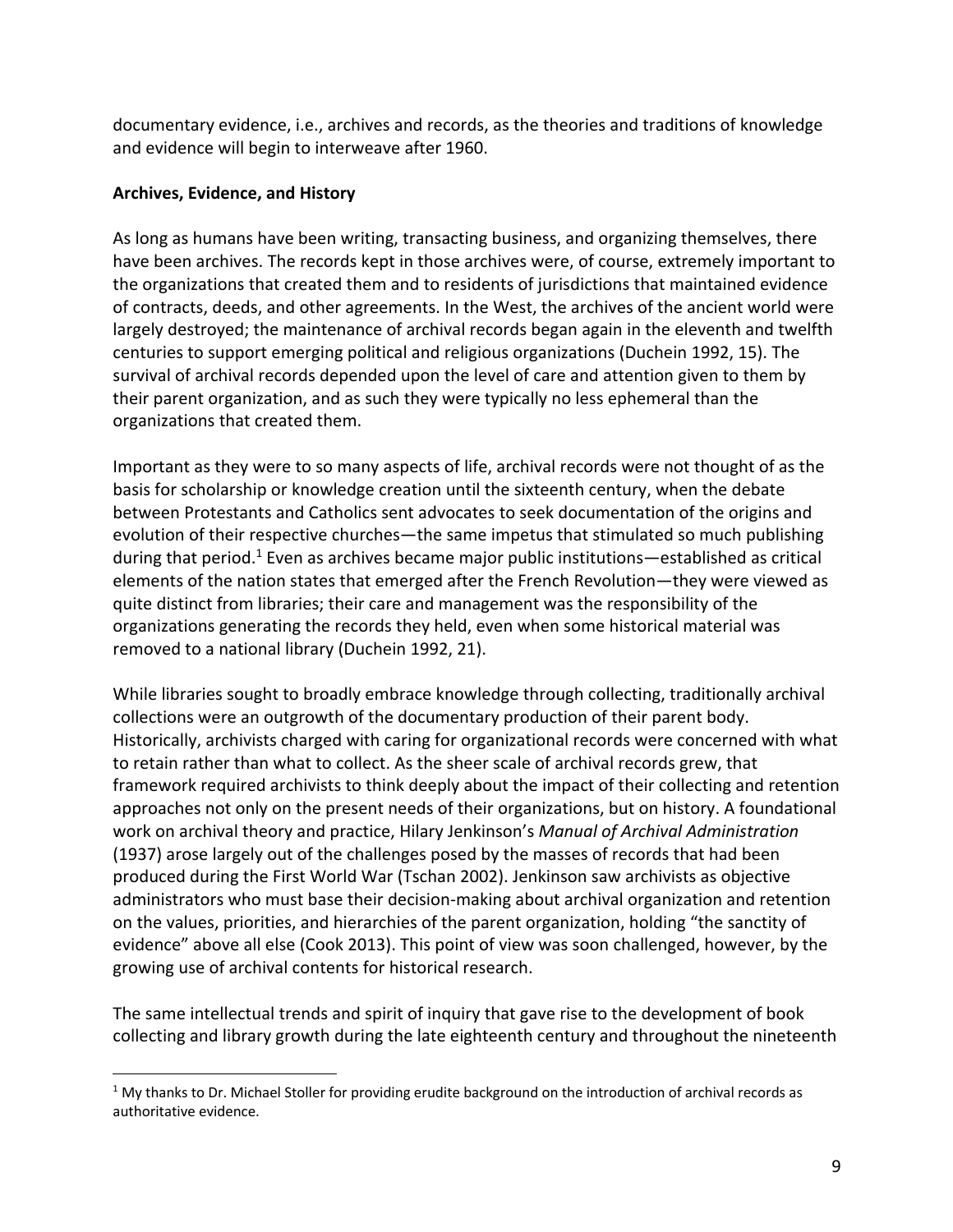documentary evidence, i.e., archives and records, as the theories and traditions of knowledge and evidence will begin to interweave after 1960.

## Archives, Evidence, and History

As long as humans have been writing, transacting business, and organizing themselves, there have been archives. The records kept in those archives were, of course, extremely important to the organizations that created them and to residents of jurisdictions that maintained evidence of contracts, deeds, and other agreements. In the West, the archives of the ancient world were largely destroyed; the maintenance of archival records began again in the eleventh and twelfth centuries to support emerging political and religious organizations (Duchein 1992, 15). The survival of archival records depended upon the level of care and attention given to them by their parent organization, and as such they were typically no less ephemeral than the organizations that created them.

Important as they were to so many aspects of life, archival records were not thought of as the basis for scholarship or knowledge creation until the sixteenth century, when the debate between Protestants and Catholics sent advocates to seek documentation of the origins and evolution of their respective churches—the same impetus that stimulated so much publishing during that period.[1] Even as archives became major public institutions—established as critical elements of the nation states that emerged after the French Revolution—they were viewed as quite distinct from libraries; their care and management was the responsibility of the organizations generating the records they held, even when some historical material was removed to a national library (Duchein 1992, 21).

While libraries sought to broadly embrace knowledge through collecting, traditionally archival collections were an outgrowth of the documentary production of their parent body. Historically, archivists charged with caring for organizational records were concerned with what to retain rather than what to collect. As the sheer scale of archival records grew, that framework required archivists to think deeply about the impact of their collecting and retention approaches not only on the present needs of their organizations, but on history. A foundational work on archival theory and practice, Hilary Jenkinson's *Manual of Archival Administration* (1937) arose largely out of the challenges posed by the masses of records that had been produced during the First World War (Tschan 2002). Jenkinson saw archivists as objective administrators who must base their decision-making about archival organization and retention on the values, priorities, and hierarchies of the parent organization, holding "the sanctity of evidence" above all else (Cook 2013). This point of view was soon challenged, however, by the growing use of archival contents for historical research.

The same intellectual trends and spirit of inquiry that gave rise to the development of book collecting and library growth during the late eighteenth century and throughout the nineteenth

[1] My thanks to Dr. Michael Stoller for providing erudite background on the introduction of archival records as authoritative evidence.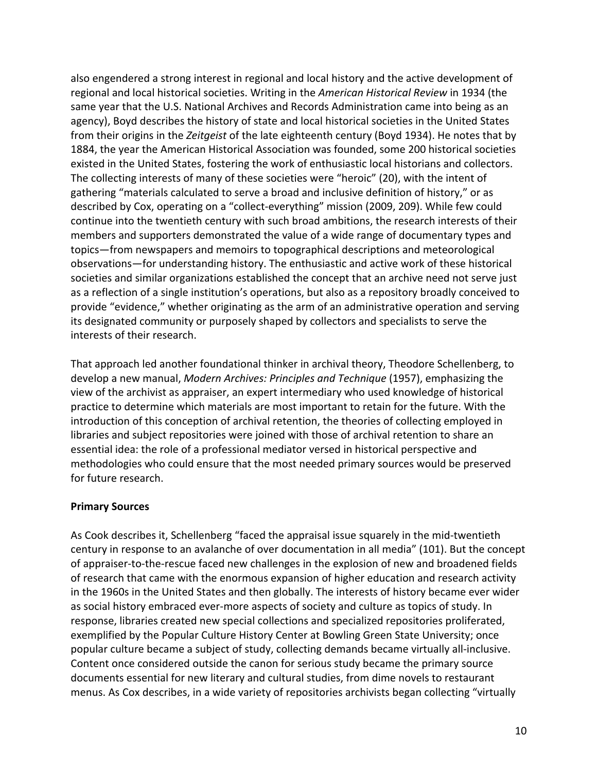also engendered a strong interest in regional and local history and the active development of regional and local historical societies. Writing in the *American Historical Review* in 1934 (the same year that the U.S. National Archives and Records Administration came into being as an agency), Boyd describes the history of state and local historical societies in the United States from their origins in the *Zeitgeist* of the late eighteenth century (Boyd 1934). He notes that by 1884, the year the American Historical Association was founded, some 200 historical societies existed in the United States, fostering the work of enthusiastic local historians and collectors. The collecting interests of many of these societies were "heroic" (20), with the intent of gathering "materials calculated to serve a broad and inclusive definition of history," or as described by Cox, operating on a "collect-everything" mission (2009, 209). While few could continue into the twentieth century with such broad ambitions, the research interests of their members and supporters demonstrated the value of a wide range of documentary types and topics—from newspapers and memoirs to topographical descriptions and meteorological observations—for understanding history. The enthusiastic and active work of these historical societies and similar organizations established the concept that an archive need not serve just as a reflection of a single institution's operations, but also as a repository broadly conceived to provide "evidence," whether originating as the arm of an administrative operation and serving its designated community or purposely shaped by collectors and specialists to serve the interests of their research.

That approach led another foundational thinker in archival theory, Theodore Schellenberg, to develop a new manual, *Modern Archives: Principles and Technique* (1957), emphasizing the view of the archivist as appraiser, an expert intermediary who used knowledge of historical practice to determine which materials are most important to retain for the future. With the introduction of this conception of archival retention, the theories of collecting employed in libraries and subject repositories were joined with those of archival retention to share an essential idea: the role of a professional mediator versed in historical perspective and methodologies who could ensure that the most needed primary sources would be preserved for future research.

**Primary Sources**

As Cook describes it, Schellenberg "faced the appraisal issue squarely in the mid-twentieth century in response to an avalanche of over documentation in all media" (101). But the concept of appraiser-to-the-rescue faced new challenges in the explosion of new and broadened fields of research that came with the enormous expansion of higher education and research activity in the 1960s in the United States and then globally. The interests of history became ever wider as social history embraced ever-more aspects of society and culture as topics of study. In response, libraries created new special collections and specialized repositories proliferated, exemplified by the Popular Culture History Center at Bowling Green State University; once popular culture became a subject of study, collecting demands became virtually all-inclusive. Content once considered outside the canon for serious study became the primary source documents essential for new literary and cultural studies, from dime novels to restaurant menus. As Cox describes, in a wide variety of repositories archivists began collecting "virtually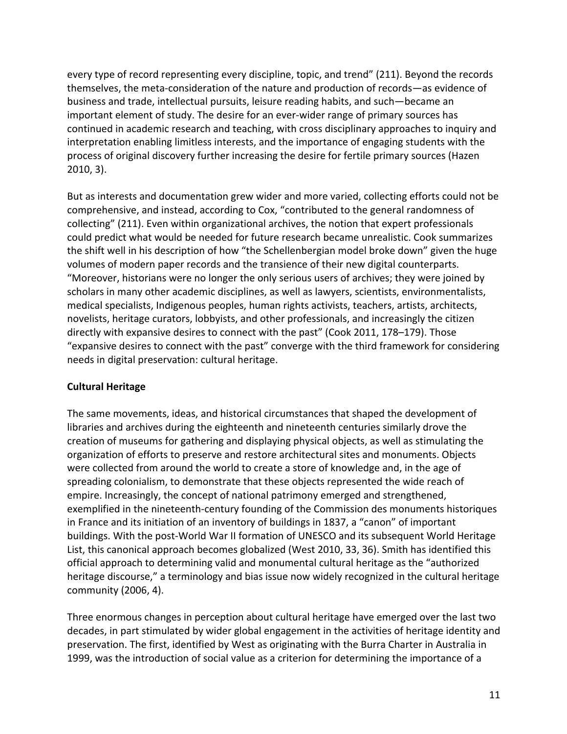every type of record representing every discipline, topic, and trend" (211). Beyond the records themselves, the meta-consideration of the nature and production of records—as evidence of business and trade, intellectual pursuits, leisure reading habits, and such—became an important element of study. The desire for an ever-wider range of primary sources has continued in academic research and teaching, with cross disciplinary approaches to inquiry and interpretation enabling limitless interests, and the importance of engaging students with the process of original discovery further increasing the desire for fertile primary sources (Hazen 2010, 3).

But as interests and documentation grew wider and more varied, collecting efforts could not be comprehensive, and instead, according to Cox, "contributed to the general randomness of collecting" (211). Even within organizational archives, the notion that expert professionals could predict what would be needed for future research became unrealistic. Cook summarizes the shift well in his description of how "the Schellenbergian model broke down" given the huge volumes of modern paper records and the transience of their new digital counterparts. "Moreover, historians were no longer the only serious users of archives; they were joined by scholars in many other academic disciplines, as well as lawyers, scientists, environmentalists, medical specialists, Indigenous peoples, human rights activists, teachers, artists, architects, novelists, heritage curators, lobbyists, and other professionals, and increasingly the citizen directly with expansive desires to connect with the past" (Cook 2011, 178–179). Those "expansive desires to connect with the past" converge with the third framework for considering needs in digital preservation: cultural heritage.

**Cultural Heritage**

The same movements, ideas, and historical circumstances that shaped the development of libraries and archives during the eighteenth and nineteenth centuries similarly drove the creation of museums for gathering and displaying physical objects, as well as stimulating the organization of efforts to preserve and restore architectural sites and monuments. Objects were collected from around the world to create a store of knowledge and, in the age of spreading colonialism, to demonstrate that these objects represented the wide reach of empire. Increasingly, the concept of national patrimony emerged and strengthened, exemplified in the nineteenth-century founding of the Commission des monuments historiques in France and its initiation of an inventory of buildings in 1837, a "canon" of important buildings. With the post-World War II formation of UNESCO and its subsequent World Heritage List, this canonical approach becomes globalized (West 2010, 33, 36). Smith has identified this official approach to determining valid and monumental cultural heritage as the "authorized heritage discourse," a terminology and bias issue now widely recognized in the cultural heritage community (2006, 4).

Three enormous changes in perception about cultural heritage have emerged over the last two decades, in part stimulated by wider global engagement in the activities of heritage identity and preservation. The first, identified by West as originating with the Burra Charter in Australia in 1999, was the introduction of social value as a criterion for determining the importance of a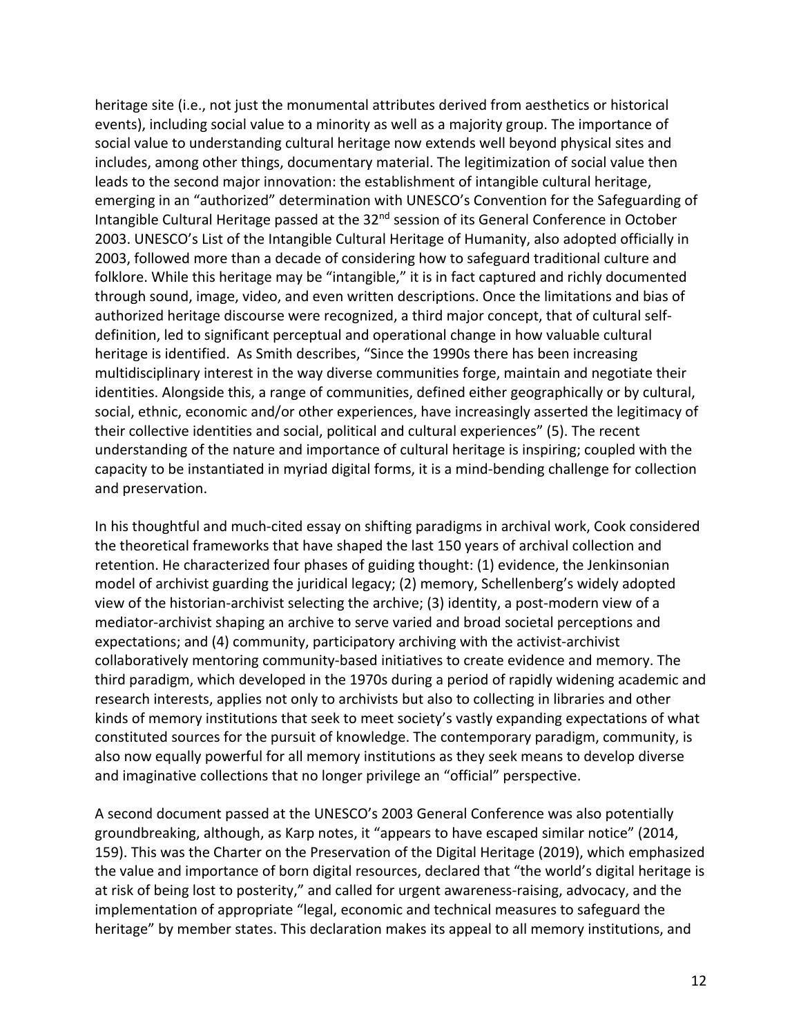heritage site (i.e., not just the monumental attributes derived from aesthetics or historical events), including social value to a minority as well as a majority group. The importance of social value to understanding cultural heritage now extends well beyond physical sites and includes, among other things, documentary material. The legitimization of social value then leads to the second major innovation: the establishment of intangible cultural heritage, emerging in an "authorized" determination with UNESCO's Convention for the Safeguarding of Intangible Cultural Heritage passed at the 32nd session of its General Conference in October 2003. UNESCO's List of the Intangible Cultural Heritage of Humanity, also adopted officially in 2003, followed more than a decade of considering how to safeguard traditional culture and folklore. While this heritage may be "intangible," it is in fact captured and richly documented through sound, image, video, and even written descriptions. Once the limitations and bias of authorized heritage discourse were recognized, a third major concept, that of cultural self-definition, led to significant perceptual and operational change in how valuable cultural heritage is identified. As Smith describes, "Since the 1990s there has been increasing multidisciplinary interest in the way diverse communities forge, maintain and negotiate their identities. Alongside this, a range of communities, defined either geographically or by cultural, social, ethnic, economic and/or other experiences, have increasingly asserted the legitimacy of their collective identities and social, political and cultural experiences" (5). The recent understanding of the nature and importance of cultural heritage is inspiring; coupled with the capacity to be instantiated in myriad digital forms, it is a mind-bending challenge for collection and preservation.

In his thoughtful and much-cited essay on shifting paradigms in archival work, Cook considered the theoretical frameworks that have shaped the last 150 years of archival collection and retention. He characterized four phases of guiding thought: (1) evidence, the Jenkinsonian model of archivist guarding the juridical legacy; (2) memory, Schellenberg's widely adopted view of the historian-archivist selecting the archive; (3) identity, a post-modern view of a mediator-archivist shaping an archive to serve varied and broad societal perceptions and expectations; and (4) community, participatory archiving with the activist-archivist collaboratively mentoring community-based initiatives to create evidence and memory. The third paradigm, which developed in the 1970s during a period of rapidly widening academic and research interests, applies not only to archivists but also to collecting in libraries and other kinds of memory institutions that seek to meet society's vastly expanding expectations of what constituted sources for the pursuit of knowledge. The contemporary paradigm, community, is also now equally powerful for all memory institutions as they seek means to develop diverse and imaginative collections that no longer privilege an "official" perspective.

A second document passed at the UNESCO's 2003 General Conference was also potentially groundbreaking, although, as Karp notes, it "appears to have escaped similar notice" (2014, 159). This was the Charter on the Preservation of the Digital Heritage (2019), which emphasized the value and importance of born digital resources, declared that "the world's digital heritage is at risk of being lost to posterity," and called for urgent awareness-raising, advocacy, and the implementation of appropriate "legal, economic and technical measures to safeguard the heritage" by member states. This declaration makes its appeal to all memory institutions, and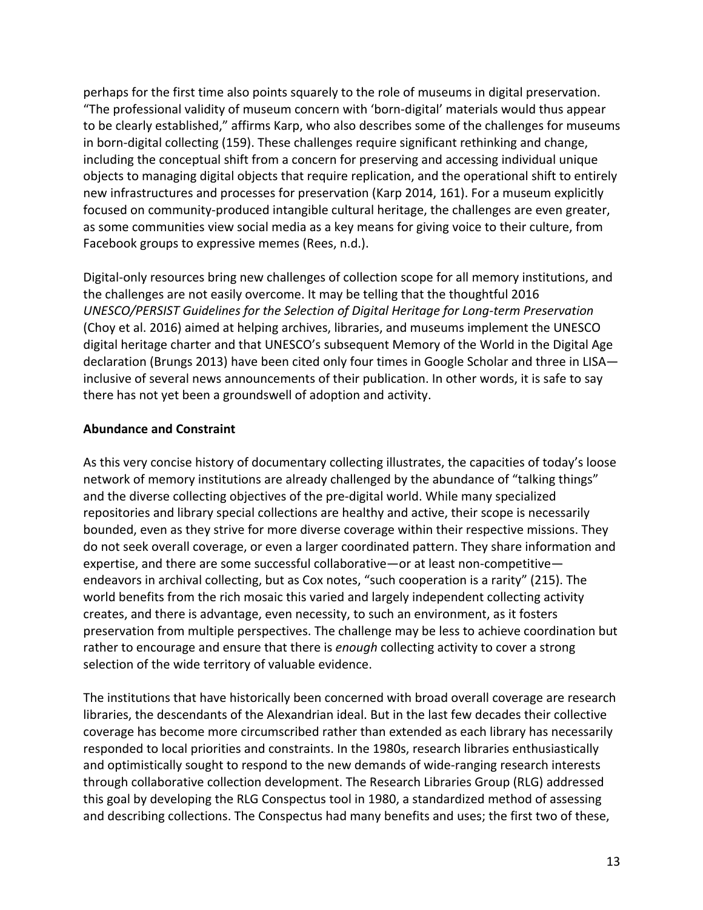perhaps for the first time also points squarely to the role of museums in digital preservation. "The professional validity of museum concern with 'born-digital' materials would thus appear to be clearly established," affirms Karp, who also describes some of the challenges for museums in born-digital collecting (159). These challenges require significant rethinking and change, including the conceptual shift from a concern for preserving and accessing individual unique objects to managing digital objects that require replication, and the operational shift to entirely new infrastructures and processes for preservation (Karp 2014, 161). For a museum explicitly focused on community-produced intangible cultural heritage, the challenges are even greater, as some communities view social media as a key means for giving voice to their culture, from Facebook groups to expressive memes (Rees, n.d.).

Digital-only resources bring new challenges of collection scope for all memory institutions, and the challenges are not easily overcome. It may be telling that the thoughtful 2016 *UNESCO/PERSIST Guidelines for the Selection of Digital Heritage for Long-term Preservation* (Choy et al. 2016) aimed at helping archives, libraries, and museums implement the UNESCO digital heritage charter and that UNESCO's subsequent Memory of the World in the Digital Age declaration (Brungs 2013) have been cited only four times in Google Scholar and three in LISA—inclusive of several news announcements of their publication. In other words, it is safe to say there has not yet been a groundswell of adoption and activity.

**Abundance and Constraint**

As this very concise history of documentary collecting illustrates, the capacities of today's loose network of memory institutions are already challenged by the abundance of "talking things" and the diverse collecting objectives of the pre-digital world. While many specialized repositories and library special collections are healthy and active, their scope is necessarily bounded, even as they strive for more diverse coverage within their respective missions. They do not seek overall coverage, or even a larger coordinated pattern. They share information and expertise, and there are some successful collaborative—or at least non-competitive—endeavors in archival collecting, but as Cox notes, "such cooperation is a rarity" (215). The world benefits from the rich mosaic this varied and largely independent collecting activity creates, and there is advantage, even necessity, to such an environment, as it fosters preservation from multiple perspectives. The challenge may be less to achieve coordination but rather to encourage and ensure that there is *enough* collecting activity to cover a strong selection of the wide territory of valuable evidence.

The institutions that have historically been concerned with broad overall coverage are research libraries, the descendants of the Alexandrian ideal. But in the last few decades their collective coverage has become more circumscribed rather than extended as each library has necessarily responded to local priorities and constraints. In the 1980s, research libraries enthusiastically and optimistically sought to respond to the new demands of wide-ranging research interests through collaborative collection development. The Research Libraries Group (RLG) addressed this goal by developing the RLG Conspectus tool in 1980, a standardized method of assessing and describing collections. The Conspectus had many benefits and uses; the first two of these,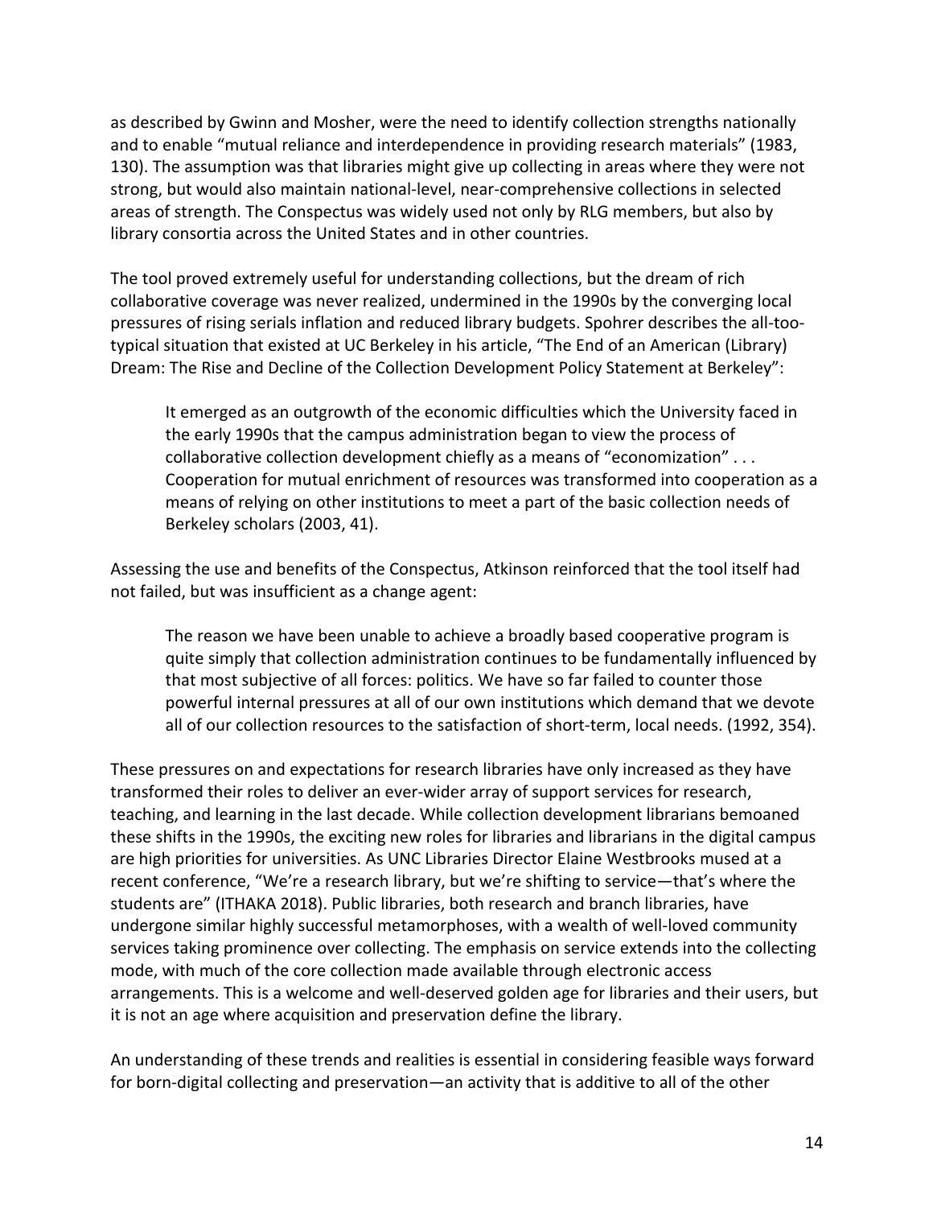as described by Gwinn and Mosher, were the need to identify collection strengths nationally and to enable "mutual reliance and interdependence in providing research materials" (1983, 130). The assumption was that libraries might give up collecting in areas where they were not strong, but would also maintain national-level, near-comprehensive collections in selected areas of strength. The Conspectus was widely used not only by RLG members, but also by library consortia across the United States and in other countries.

The tool proved extremely useful for understanding collections, but the dream of rich collaborative coverage was never realized, undermined in the 1990s by the converging local pressures of rising serials inflation and reduced library budgets. Spohrer describes the all-too-typical situation that existed at UC Berkeley in his article, "The End of an American (Library) Dream: The Rise and Decline of the Collection Development Policy Statement at Berkeley":

> It emerged as an outgrowth of the economic difficulties which the University faced in the early 1990s that the campus administration began to view the process of collaborative collection development chiefly as a means of "economization" . . . Cooperation for mutual enrichment of resources was transformed into cooperation as a means of relying on other institutions to meet a part of the basic collection needs of Berkeley scholars (2003, 41).

Assessing the use and benefits of the Conspectus, Atkinson reinforced that the tool itself had not failed, but was insufficient as a change agent:

> The reason we have been unable to achieve a broadly based cooperative program is quite simply that collection administration continues to be fundamentally influenced by that most subjective of all forces: politics. We have so far failed to counter those powerful internal pressures at all of our own institutions which demand that we devote all of our collection resources to the satisfaction of short-term, local needs. (1992, 354).

These pressures on and expectations for research libraries have only increased as they have transformed their roles to deliver an ever-wider array of support services for research, teaching, and learning in the last decade. While collection development librarians bemoaned these shifts in the 1990s, the exciting new roles for libraries and librarians in the digital campus are high priorities for universities. As UNC Libraries Director Elaine Westbrooks mused at a recent conference, "We're a research library, but we're shifting to service—that's where the students are" (ITHAKA 2018). Public libraries, both research and branch libraries, have undergone similar highly successful metamorphoses, with a wealth of well-loved community services taking prominence over collecting. The emphasis on service extends into the collecting mode, with much of the core collection made available through electronic access arrangements. This is a welcome and well-deserved golden age for libraries and their users, but it is not an age where acquisition and preservation define the library.

An understanding of these trends and realities is essential in considering feasible ways forward for born-digital collecting and preservation—an activity that is additive to all of the other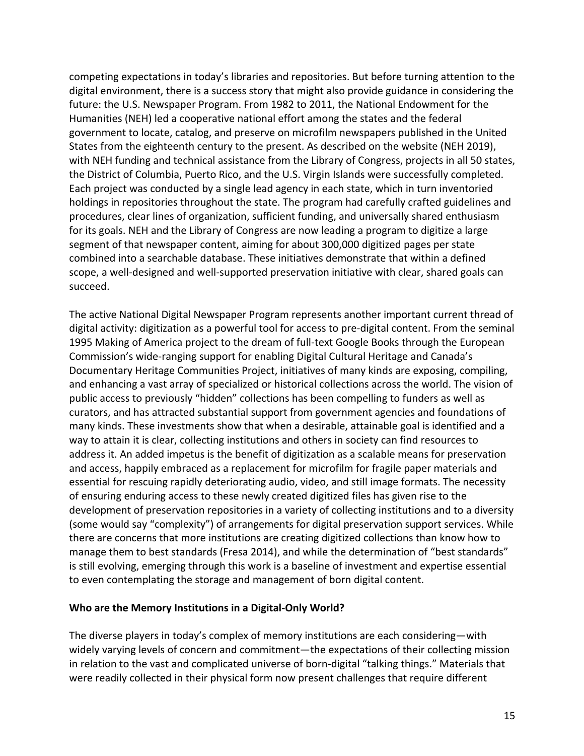competing expectations in today's libraries and repositories. But before turning attention to the digital environment, there is a success story that might also provide guidance in considering the future: the U.S. Newspaper Program. From 1982 to 2011, the National Endowment for the Humanities (NEH) led a cooperative national effort among the states and the federal government to locate, catalog, and preserve on microfilm newspapers published in the United States from the eighteenth century to the present. As described on the website (NEH 2019), with NEH funding and technical assistance from the Library of Congress, projects in all 50 states, the District of Columbia, Puerto Rico, and the U.S. Virgin Islands were successfully completed. Each project was conducted by a single lead agency in each state, which in turn inventoried holdings in repositories throughout the state. The program had carefully crafted guidelines and procedures, clear lines of organization, sufficient funding, and universally shared enthusiasm for its goals. NEH and the Library of Congress are now leading a program to digitize a large segment of that newspaper content, aiming for about 300,000 digitized pages per state combined into a searchable database. These initiatives demonstrate that within a defined scope, a well-designed and well-supported preservation initiative with clear, shared goals can succeed.

The active National Digital Newspaper Program represents another important current thread of digital activity: digitization as a powerful tool for access to pre-digital content. From the seminal 1995 Making of America project to the dream of full-text Google Books through the European Commission's wide-ranging support for enabling Digital Cultural Heritage and Canada's Documentary Heritage Communities Project, initiatives of many kinds are exposing, compiling, and enhancing a vast array of specialized or historical collections across the world. The vision of public access to previously "hidden" collections has been compelling to funders as well as curators, and has attracted substantial support from government agencies and foundations of many kinds. These investments show that when a desirable, attainable goal is identified and a way to attain it is clear, collecting institutions and others in society can find resources to address it. An added impetus is the benefit of digitization as a scalable means for preservation and access, happily embraced as a replacement for microfilm for fragile paper materials and essential for rescuing rapidly deteriorating audio, video, and still image formats. The necessity of ensuring enduring access to these newly created digitized files has given rise to the development of preservation repositories in a variety of collecting institutions and to a diversity (some would say "complexity") of arrangements for digital preservation support services. While there are concerns that more institutions are creating digitized collections than know how to manage them to best standards (Fresa 2014), and while the determination of "best standards" is still evolving, emerging through this work is a baseline of investment and expertise essential to even contemplating the storage and management of born digital content.

## Who are the Memory Institutions in a Digital-Only World?

The diverse players in today's complex of memory institutions are each considering—with widely varying levels of concern and commitment—the expectations of their collecting mission in relation to the vast and complicated universe of born-digital "talking things." Materials that were readily collected in their physical form now present challenges that require different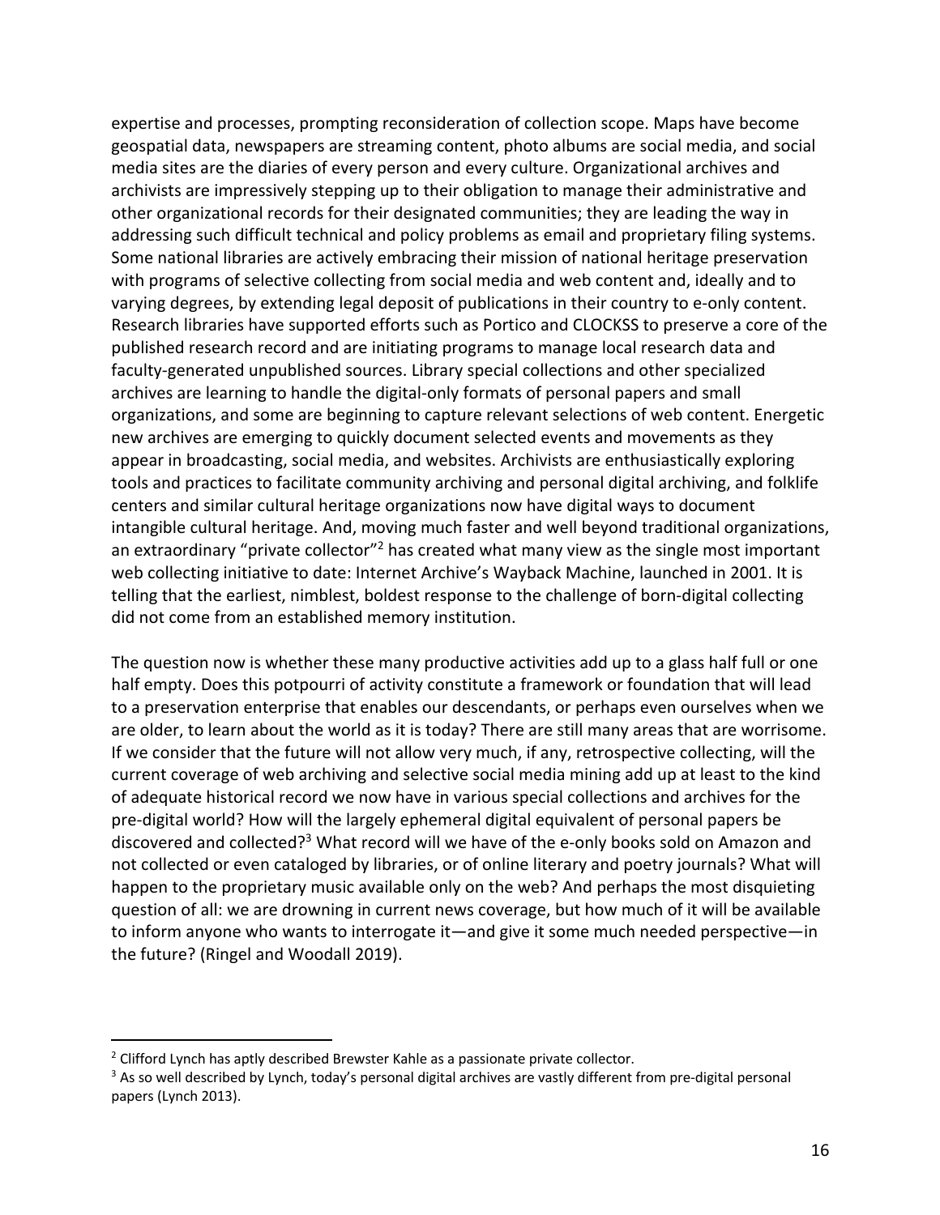expertise and processes, prompting reconsideration of collection scope. Maps have become geospatial data, newspapers are streaming content, photo albums are social media, and social media sites are the diaries of every person and every culture. Organizational archives and archivists are impressively stepping up to their obligation to manage their administrative and other organizational records for their designated communities; they are leading the way in addressing such difficult technical and policy problems as email and proprietary filing systems. Some national libraries are actively embracing their mission of national heritage preservation with programs of selective collecting from social media and web content and, ideally and to varying degrees, by extending legal deposit of publications in their country to e-only content. Research libraries have supported efforts such as Portico and CLOCKSS to preserve a core of the published research record and are initiating programs to manage local research data and faculty-generated unpublished sources. Library special collections and other specialized archives are learning to handle the digital-only formats of personal papers and small organizations, and some are beginning to capture relevant selections of web content. Energetic new archives are emerging to quickly document selected events and movements as they appear in broadcasting, social media, and websites. Archivists are enthusiastically exploring tools and practices to facilitate community archiving and personal digital archiving, and folklife centers and similar cultural heritage organizations now have digital ways to document intangible cultural heritage. And, moving much faster and well beyond traditional organizations, an extraordinary "private collector"[2] has created what many view as the single most important web collecting initiative to date: Internet Archive's Wayback Machine, launched in 2001. It is telling that the earliest, nimblest, boldest response to the challenge of born-digital collecting did not come from an established memory institution.

The question now is whether these many productive activities add up to a glass half full or one half empty. Does this potpourri of activity constitute a framework or foundation that will lead to a preservation enterprise that enables our descendants, or perhaps even ourselves when we are older, to learn about the world as it is today? There are still many areas that are worrisome. If we consider that the future will not allow very much, if any, retrospective collecting, will the current coverage of web archiving and selective social media mining add up at least to the kind of adequate historical record we now have in various special collections and archives for the pre-digital world? How will the largely ephemeral digital equivalent of personal papers be discovered and collected?[3] What record will we have of the e-only books sold on Amazon and not collected or even cataloged by libraries, or of online literary and poetry journals? What will happen to the proprietary music available only on the web? And perhaps the most disquieting question of all: we are drowning in current news coverage, but how much of it will be available to inform anyone who wants to interrogate it—and give it some much needed perspective—in the future? (Ringel and Woodall 2019).

---

[2] Clifford Lynch has aptly described Brewster Kahle as a passionate private collector.

[3] As so well described by Lynch, today's personal digital archives are vastly different from pre-digital personal papers (Lynch 2013).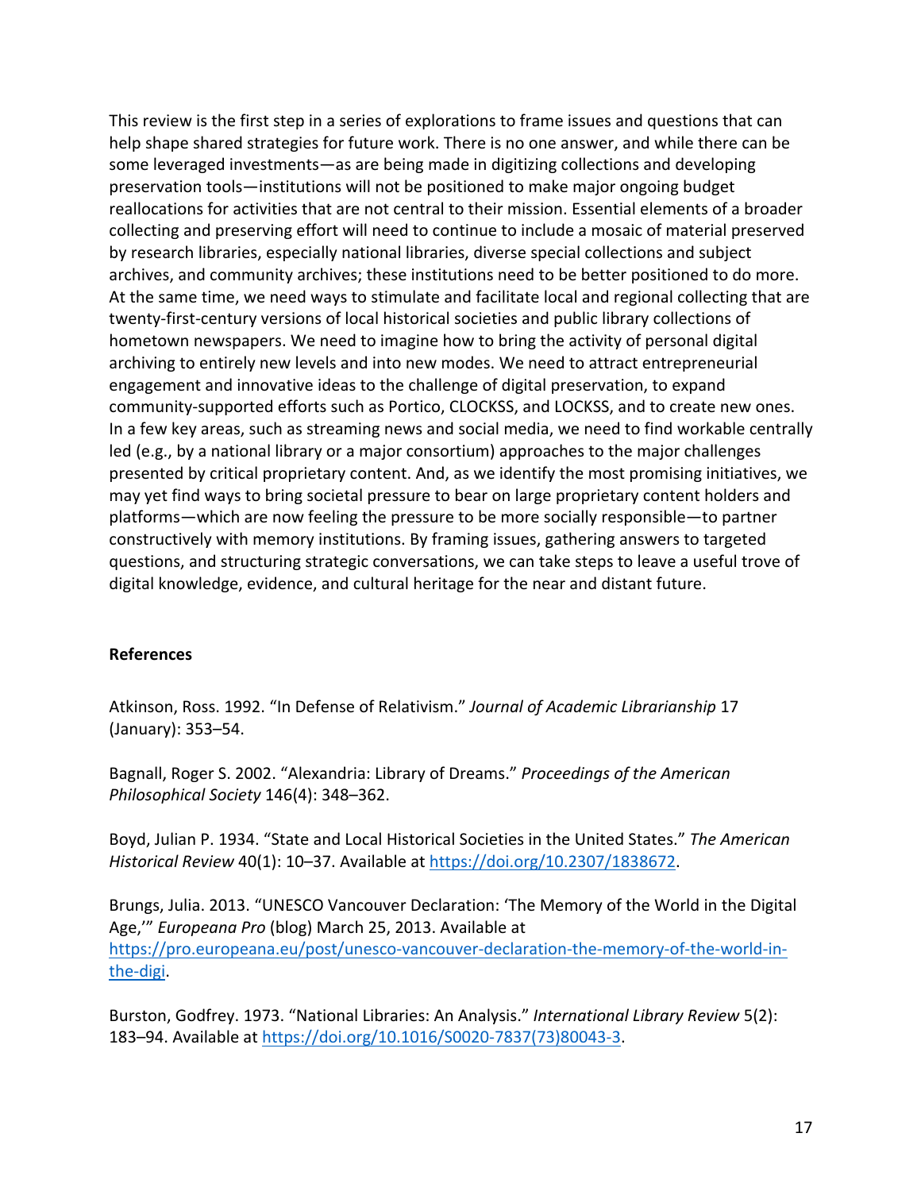This review is the first step in a series of explorations to frame issues and questions that can help shape shared strategies for future work. There is no one answer, and while there can be some leveraged investments—as are being made in digitizing collections and developing preservation tools—institutions will not be positioned to make major ongoing budget reallocations for activities that are not central to their mission. Essential elements of a broader collecting and preserving effort will need to continue to include a mosaic of material preserved by research libraries, especially national libraries, diverse special collections and subject archives, and community archives; these institutions need to be better positioned to do more. At the same time, we need ways to stimulate and facilitate local and regional collecting that are twenty-first-century versions of local historical societies and public library collections of hometown newspapers. We need to imagine how to bring the activity of personal digital archiving to entirely new levels and into new modes. We need to attract entrepreneurial engagement and innovative ideas to the challenge of digital preservation, to expand community-supported efforts such as Portico, CLOCKSS, and LOCKSS, and to create new ones. In a few key areas, such as streaming news and social media, we need to find workable centrally led (e.g., by a national library or a major consortium) approaches to the major challenges presented by critical proprietary content. And, as we identify the most promising initiatives, we may yet find ways to bring societal pressure to bear on large proprietary content holders and platforms—which are now feeling the pressure to be more socially responsible—to partner constructively with memory institutions. By framing issues, gathering answers to targeted questions, and structuring strategic conversations, we can take steps to leave a useful trove of digital knowledge, evidence, and cultural heritage for the near and distant future.

## References

Atkinson, Ross. 1992. "In Defense of Relativism." *Journal of Academic Librarianship* 17 (January): 353–54.

Bagnall, Roger S. 2002. "Alexandria: Library of Dreams." *Proceedings of the American Philosophical Society* 146(4): 348–362.

Boyd, Julian P. 1934. "State and Local Historical Societies in the United States." *The American Historical Review* 40(1): 10–37. Available at https://doi.org/10.2307/1838672.

Brungs, Julia. 2013. "UNESCO Vancouver Declaration: 'The Memory of the World in the Digital Age,'" *Europeana Pro* (blog) March 25, 2013. Available at https://pro.europeana.eu/post/unesco-vancouver-declaration-the-memory-of-the-world-in-the-digi.

Burston, Godfrey. 1973. "National Libraries: An Analysis." *International Library Review* 5(2): 183–94. Available at https://doi.org/10.1016/S0020-7837(73)80043-3.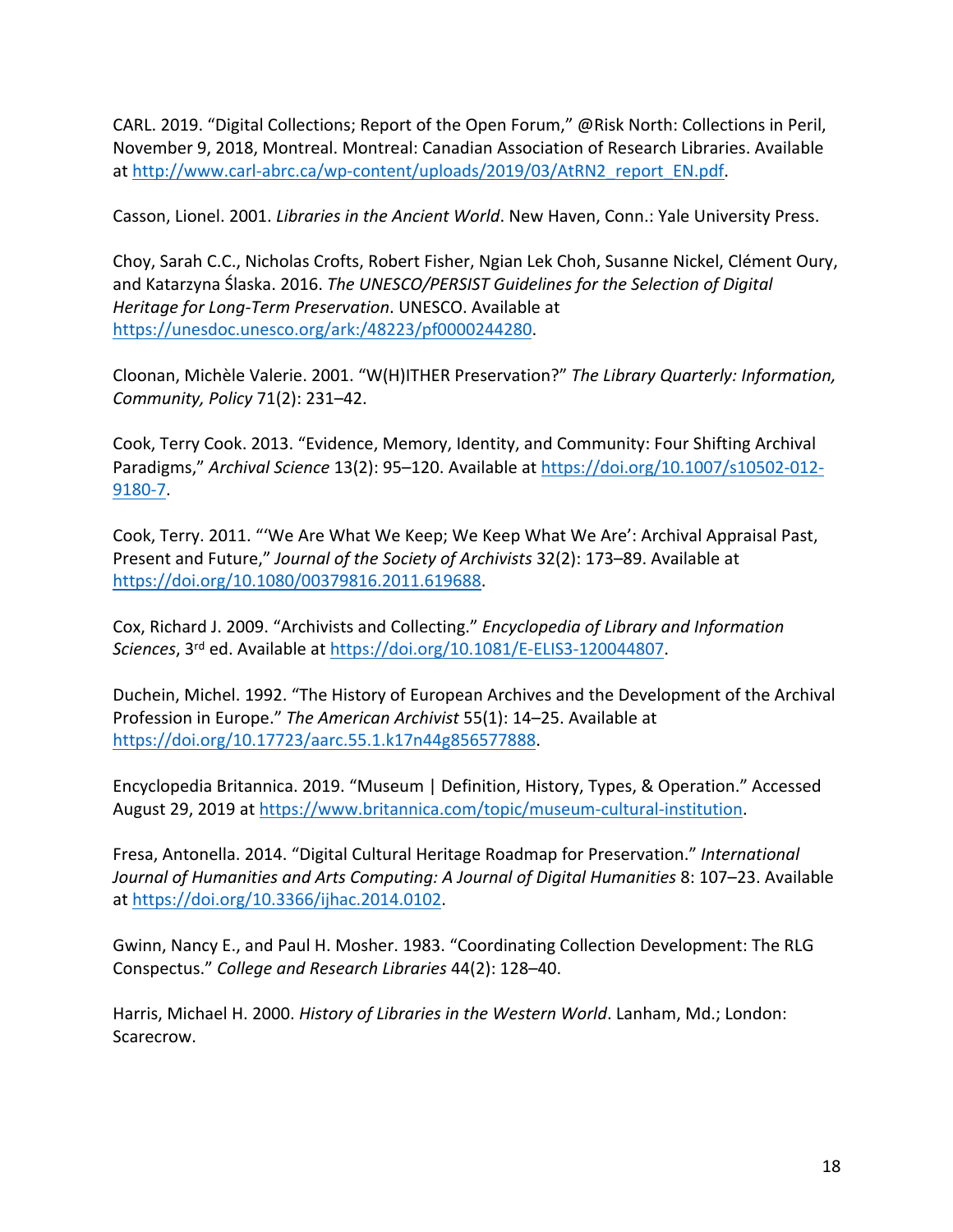CARL. 2019. “Digital Collections; Report of the Open Forum,” @Risk North: Collections in Peril, November 9, 2018, Montreal. Montreal: Canadian Association of Research Libraries. Available at http://www.carl-abrc.ca/wp-content/uploads/2019/03/AtRN2_report_EN.pdf.

Casson, Lionel. 2001. *Libraries in the Ancient World*. New Haven, Conn.: Yale University Press.

Choy, Sarah C.C., Nicholas Crofts, Robert Fisher, Ngian Lek Choh, Susanne Nickel, Clément Oury, and Katarzyna Ślaska. 2016. *The UNESCO/PERSIST Guidelines for the Selection of Digital Heritage for Long-Term Preservation*. UNESCO. Available at https://unesdoc.unesco.org/ark:/48223/pf0000244280.

Cloonan, Michèle Valerie. 2001. “W(H)ITHER Preservation?” *The Library Quarterly: Information, Community, Policy* 71(2): 231–42.

Cook, Terry Cook. 2013. “Evidence, Memory, Identity, and Community: Four Shifting Archival Paradigms,” *Archival Science* 13(2): 95–120. Available at https://doi.org/10.1007/s10502-012-9180-7.

Cook, Terry. 2011. “‘We Are What We Keep; We Keep What We Are’: Archival Appraisal Past, Present and Future,” *Journal of the Society of Archivists* 32(2): 173–89. Available at https://doi.org/10.1080/00379816.2011.619688.

Cox, Richard J. 2009. “Archivists and Collecting.” *Encyclopedia of Library and Information Sciences*, 3rd ed. Available at https://doi.org/10.1081/E-ELIS3-120044807.

Duchein, Michel. 1992. “The History of European Archives and the Development of the Archival Profession in Europe.” *The American Archivist* 55(1): 14–25. Available at https://doi.org/10.17723/aarc.55.1.k17n44g856577888.

Encyclopedia Britannica. 2019. “Museum | Definition, History, Types, & Operation.” Accessed August 29, 2019 at https://www.britannica.com/topic/museum-cultural-institution.

Fresa, Antonella. 2014. “Digital Cultural Heritage Roadmap for Preservation.” *International Journal of Humanities and Arts Computing: A Journal of Digital Humanities* 8: 107–23. Available at https://doi.org/10.3366/ijhac.2014.0102.

Gwinn, Nancy E., and Paul H. Mosher. 1983. “Coordinating Collection Development: The RLG Conspectus.” *College and Research Libraries* 44(2): 128–40.

Harris, Michael H. 2000. *History of Libraries in the Western World*. Lanham, Md.; London: Scarecrow.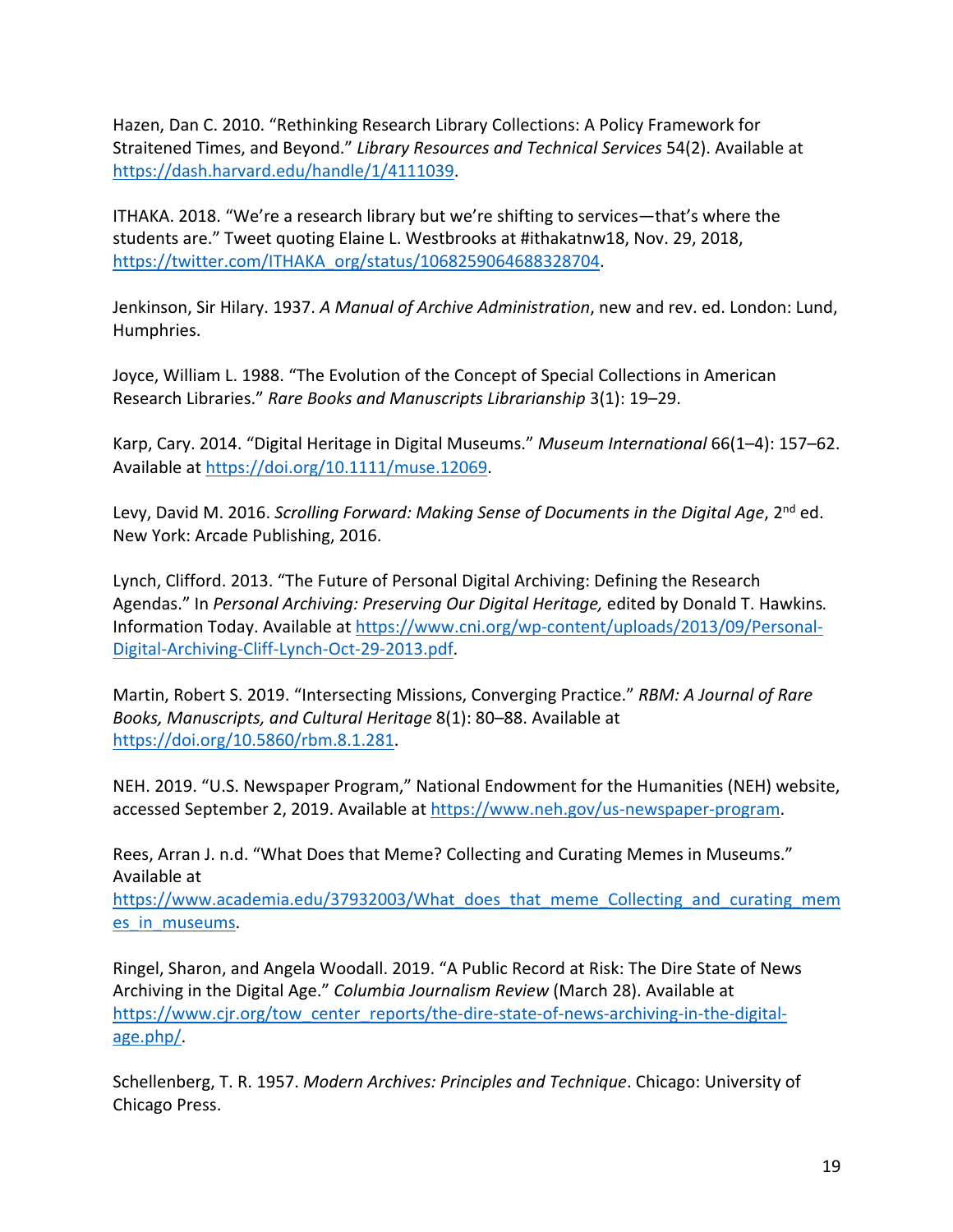Hazen, Dan C. 2010. "Rethinking Research Library Collections: A Policy Framework for Straitened Times, and Beyond." *Library Resources and Technical Services* 54(2). Available at https://dash.harvard.edu/handle/1/4111039.

ITHAKA. 2018. "We're a research library but we're shifting to services—that's where the students are." Tweet quoting Elaine L. Westbrooks at #ithakatnw18, Nov. 29, 2018, https://twitter.com/ITHAKA_org/status/1068259064688328704.

Jenkinson, Sir Hilary. 1937. *A Manual of Archive Administration*, new and rev. ed. London: Lund, Humphries.

Joyce, William L. 1988. "The Evolution of the Concept of Special Collections in American Research Libraries." *Rare Books and Manuscripts Librarianship* 3(1): 19–29.

Karp, Cary. 2014. "Digital Heritage in Digital Museums." *Museum International* 66(1–4): 157–62. Available at https://doi.org/10.1111/muse.12069.

Levy, David M. 2016. *Scrolling Forward: Making Sense of Documents in the Digital Age*, 2nd ed. New York: Arcade Publishing, 2016.

Lynch, Clifford. 2013. "The Future of Personal Digital Archiving: Defining the Research Agendas." In *Personal Archiving: Preserving Our Digital Heritage,* edited by Donald T. Hawkins*.* Information Today. Available at https://www.cni.org/wp-content/uploads/2013/09/Personal-Digital-Archiving-Cliff-Lynch-Oct-29-2013.pdf.

Martin, Robert S. 2019. "Intersecting Missions, Converging Practice." *RBM: A Journal of Rare Books, Manuscripts, and Cultural Heritage* 8(1): 80–88. Available at https://doi.org/10.5860/rbm.8.1.281.

NEH. 2019. "U.S. Newspaper Program," National Endowment for the Humanities (NEH) website, accessed September 2, 2019. Available at https://www.neh.gov/us-newspaper-program.

Rees, Arran J. n.d. "What Does that Meme? Collecting and Curating Memes in Museums." Available at https://www.academia.edu/37932003/What_does_that_meme_Collecting_and_curating_memes_in_museums.

Ringel, Sharon, and Angela Woodall. 2019. "A Public Record at Risk: The Dire State of News Archiving in the Digital Age." *Columbia Journalism Review* (March 28). Available at https://www.cjr.org/tow_center_reports/the-dire-state-of-news-archiving-in-the-digital-age.php/.

Schellenberg, T. R. 1957. *Modern Archives: Principles and Technique*. Chicago: University of Chicago Press.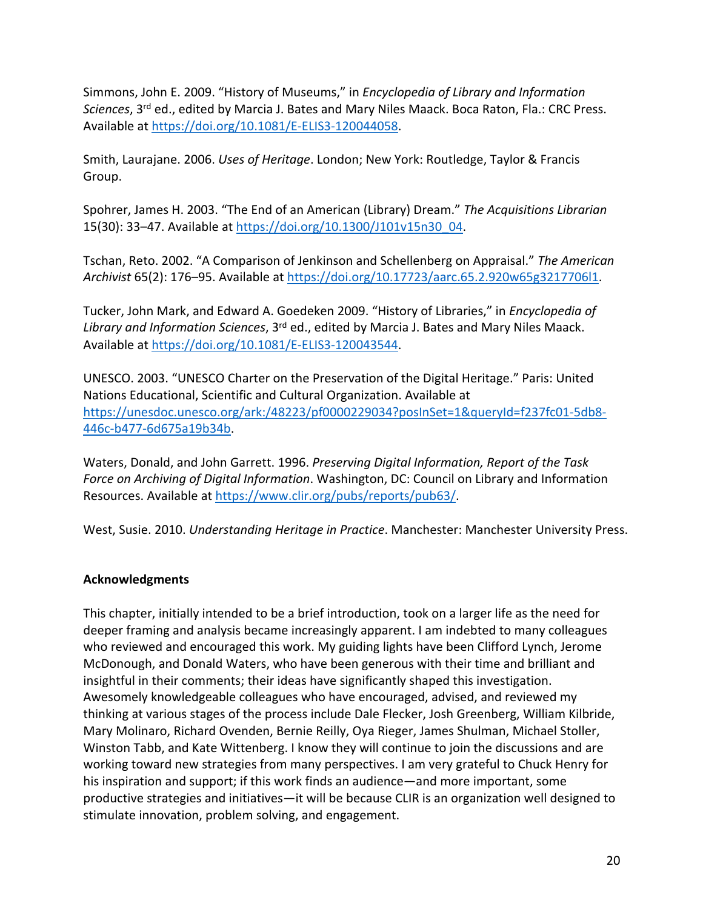Simmons, John E. 2009. "History of Museums," in *Encyclopedia of Library and Information Sciences*, 3rd ed., edited by Marcia J. Bates and Mary Niles Maack. Boca Raton, Fla.: CRC Press. Available at https://doi.org/10.1081/E-ELIS3-120044058.

Smith, Laurajane. 2006. *Uses of Heritage*. London; New York: Routledge, Taylor & Francis Group.

Spohrer, James H. 2003. "The End of an American (Library) Dream." *The Acquisitions Librarian* 15(30): 33–47. Available at https://doi.org/10.1300/J101v15n30_04.

Tschan, Reto. 2002. "A Comparison of Jenkinson and Schellenberg on Appraisal." *The American Archivist* 65(2): 176–95. Available at https://doi.org/10.17723/aarc.65.2.920w65g3217706l1.

Tucker, John Mark, and Edward A. Goedeken 2009. "History of Libraries," in *Encyclopedia of Library and Information Sciences*, 3rd ed., edited by Marcia J. Bates and Mary Niles Maack. Available at https://doi.org/10.1081/E-ELIS3-120043544.

UNESCO. 2003. "UNESCO Charter on the Preservation of the Digital Heritage." Paris: United Nations Educational, Scientific and Cultural Organization. Available at https://unesdoc.unesco.org/ark:/48223/pf0000229034?posInSet=1&queryId=f237fc01-5db8-446c-b477-6d675a19b34b.

Waters, Donald, and John Garrett. 1996. *Preserving Digital Information, Report of the Task Force on Archiving of Digital Information*. Washington, DC: Council on Library and Information Resources. Available at https://www.clir.org/pubs/reports/pub63/.

West, Susie. 2010. *Understanding Heritage in Practice*. Manchester: Manchester University Press.

**Acknowledgments**

This chapter, initially intended to be a brief introduction, took on a larger life as the need for deeper framing and analysis became increasingly apparent. I am indebted to many colleagues who reviewed and encouraged this work. My guiding lights have been Clifford Lynch, Jerome McDonough, and Donald Waters, who have been generous with their time and brilliant and insightful in their comments; their ideas have significantly shaped this investigation. Awesomely knowledgeable colleagues who have encouraged, advised, and reviewed my thinking at various stages of the process include Dale Flecker, Josh Greenberg, William Kilbride, Mary Molinaro, Richard Ovenden, Bernie Reilly, Oya Rieger, James Shulman, Michael Stoller, Winston Tabb, and Kate Wittenberg. I know they will continue to join the discussions and are working toward new strategies from many perspectives. I am very grateful to Chuck Henry for his inspiration and support; if this work finds an audience—and more important, some productive strategies and initiatives—it will be because CLIR is an organization well designed to stimulate innovation, problem solving, and engagement.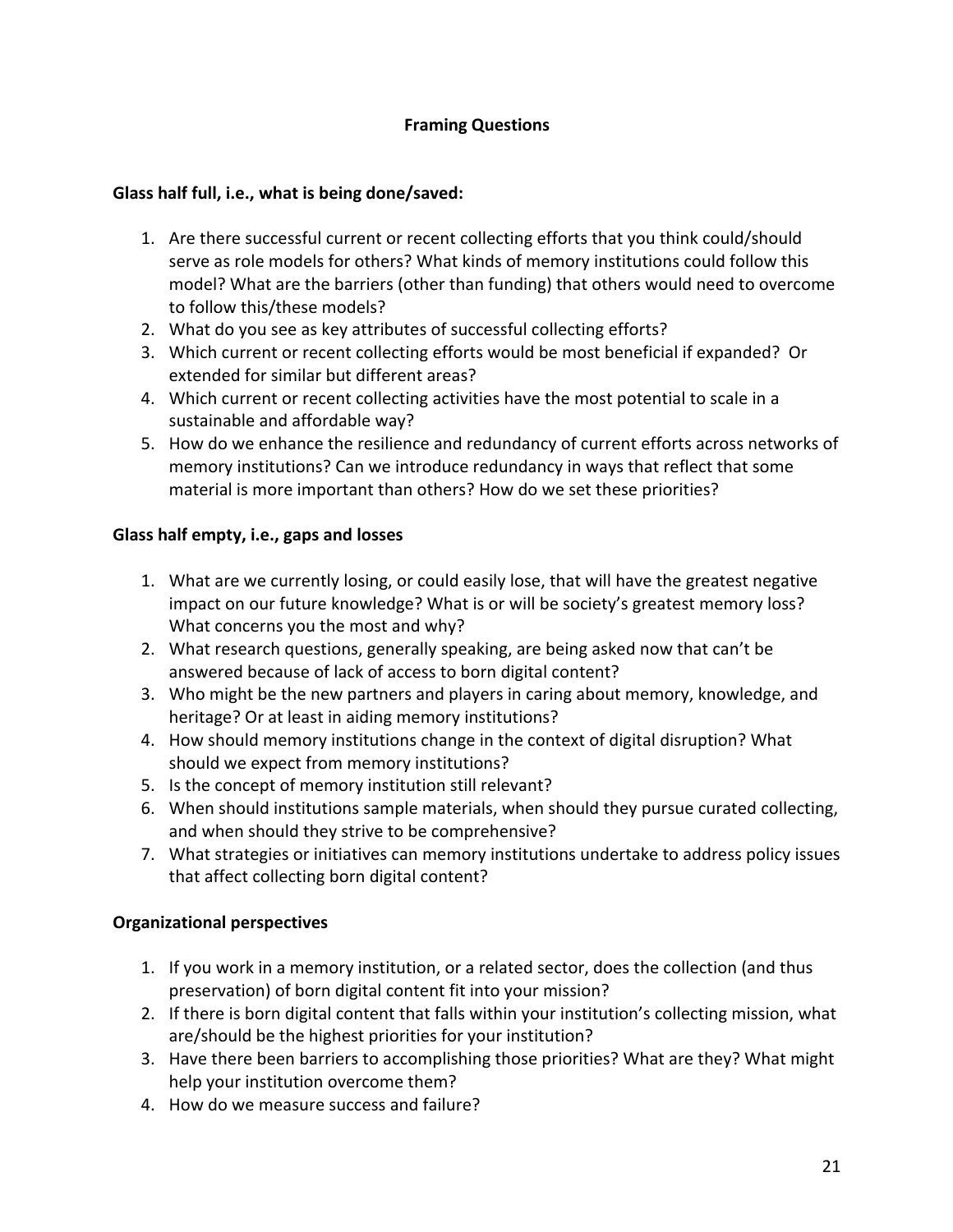## Framing Questions

### Glass half full, i.e., what is being done/saved:

1. Are there successful current or recent collecting efforts that you think could/should serve as role models for others? What kinds of memory institutions could follow this model? What are the barriers (other than funding) that others would need to overcome to follow this/these models?
2. What do you see as key attributes of successful collecting efforts?
3. Which current or recent collecting efforts would be most beneficial if expanded? Or extended for similar but different areas?
4. Which current or recent collecting activities have the most potential to scale in a sustainable and affordable way?
5. How do we enhance the resilience and redundancy of current efforts across networks of memory institutions? Can we introduce redundancy in ways that reflect that some material is more important than others? How do we set these priorities?

### Glass half empty, i.e., gaps and losses

1. What are we currently losing, or could easily lose, that will have the greatest negative impact on our future knowledge? What is or will be society's greatest memory loss? What concerns you the most and why?
2. What research questions, generally speaking, are being asked now that can't be answered because of lack of access to born digital content?
3. Who might be the new partners and players in caring about memory, knowledge, and heritage? Or at least in aiding memory institutions?
4. How should memory institutions change in the context of digital disruption? What should we expect from memory institutions?
5. Is the concept of memory institution still relevant?
6. When should institutions sample materials, when should they pursue curated collecting, and when should they strive to be comprehensive?
7. What strategies or initiatives can memory institutions undertake to address policy issues that affect collecting born digital content?

### Organizational perspectives

1. If you work in a memory institution, or a related sector, does the collection (and thus preservation) of born digital content fit into your mission?
2. If there is born digital content that falls within your institution's collecting mission, what are/should be the highest priorities for your institution?
3. Have there been barriers to accomplishing those priorities? What are they? What might help your institution overcome them?
4. How do we measure success and failure?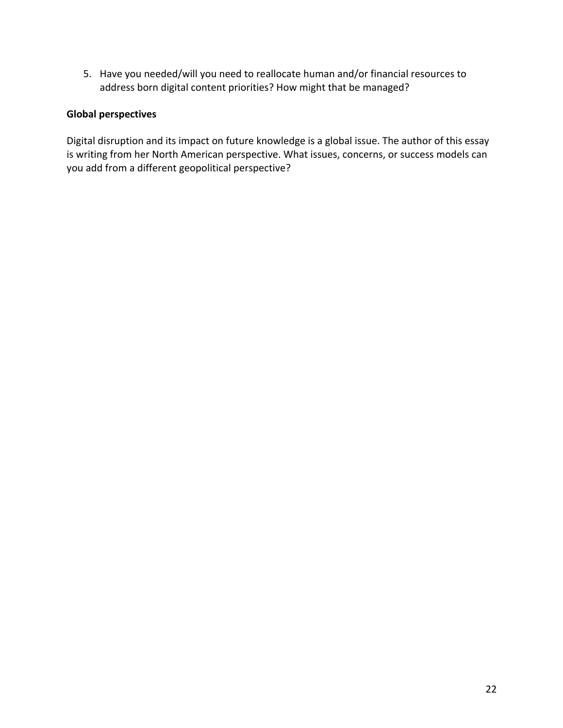5. Have you needed/will you need to reallocate human and/or financial resources to address born digital content priorities? How might that be managed?

**Global perspectives**

Digital disruption and its impact on future knowledge is a global issue. The author of this essay is writing from her North American perspective. What issues, concerns, or success models can you add from a different geopolitical perspective?